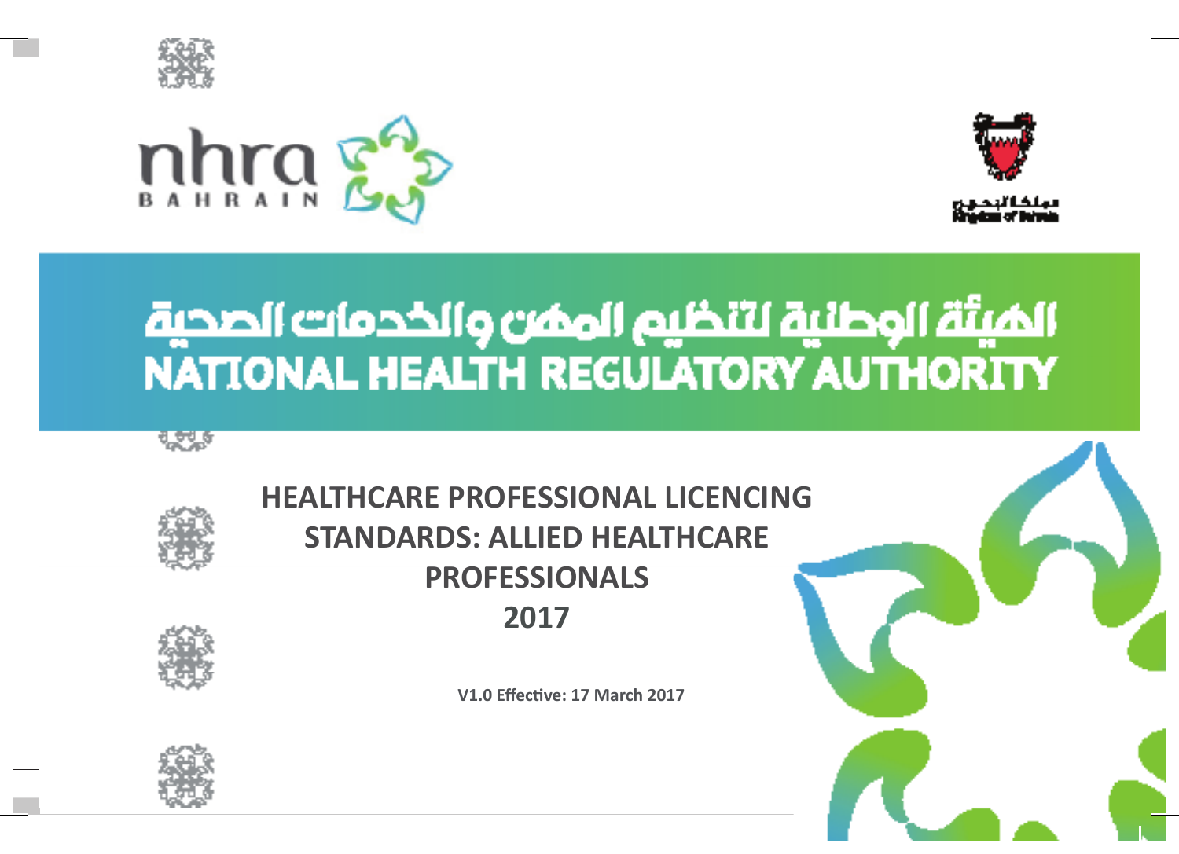nhra BAHRAIN

مملكة البحرين
Kingdom of Bahrain

الهيئة الوطنية لتنظيم المهن والخدمات الصحية

NATIONAL HEALTH REGULATORY AUTHORITY

# HEALTHCARE PROFESSIONAL LICENCING STANDARDS: ALLIED HEALTHCARE PROFESSIONALS 2017

**V1.0 Effective: 17 March 2017**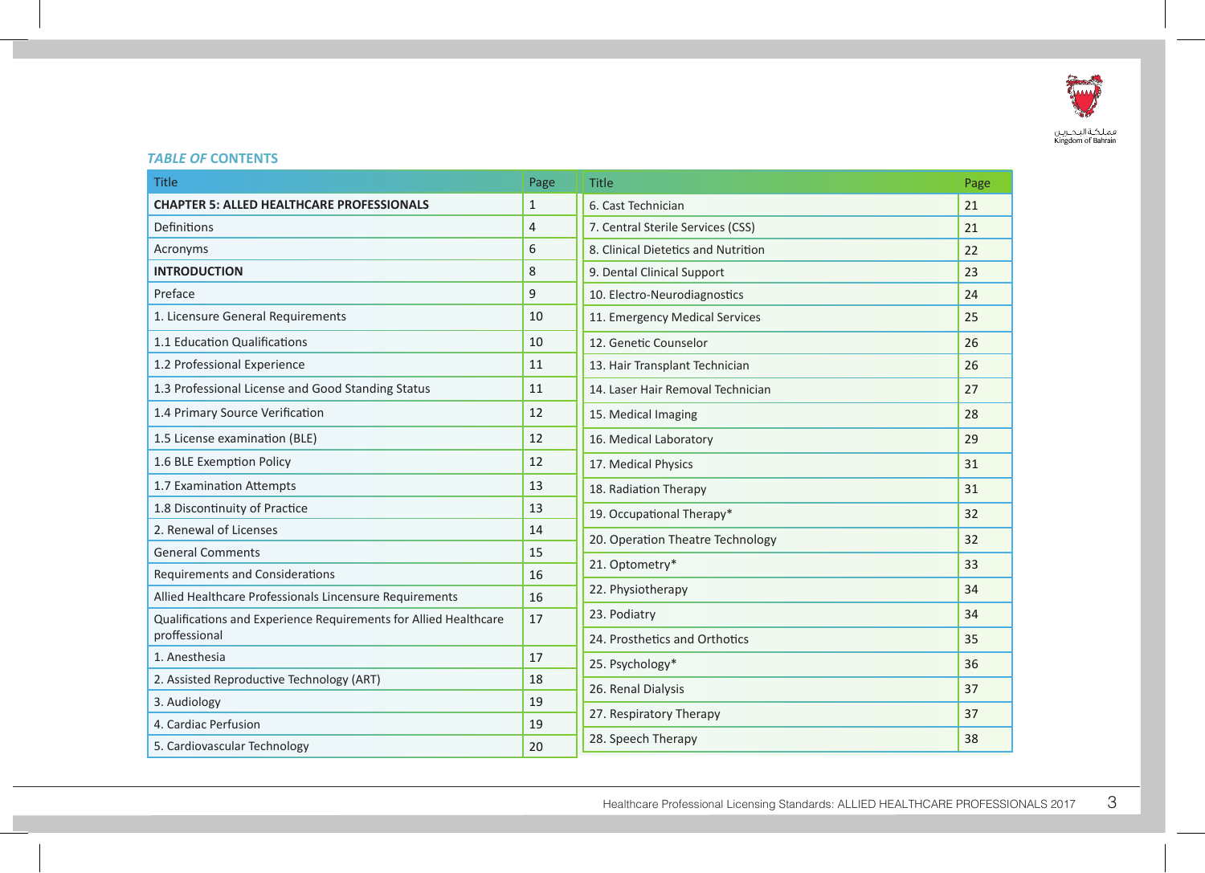## TABLE OF CONTENTS

| Title | Page |
|---|---|
| **CHAPTER 5: ALLED HEALTHCARE PROFESSIONALS** | 1 |
| Definitions | 4 |
| Acronyms | 6 |
| **INTRODUCTION** | 8 |
| Preface | 9 |
| 1. Licensure General Requirements | 10 |
| 1.1 Education Qualifications | 10 |
| 1.2 Professional Experience | 11 |
| 1.3 Professional License and Good Standing Status | 11 |
| 1.4 Primary Source Verification | 12 |
| 1.5 License examination (BLE) | 12 |
| 1.6 BLE Exemption Policy | 12 |
| 1.7 Examination Attempts | 13 |
| 1.8 Discontinuity of Practice | 13 |
| 2. Renewal of Licenses | 14 |
| General Comments | 15 |
| Requirements and Considerations | 16 |
| Allied Healthcare Professionals Lincensure Requirements | 16 |
| Qualifications and Experience Requirements for Allied Healthcare proffessional | 17 |
| 1. Anesthesia | 17 |
| 2. Assisted Reproductive Technology (ART) | 18 |
| 3. Audiology | 19 |
| 4. Cardiac Perfusion | 19 |
| 5. Cardiovascular Technology | 20 |
| 6. Cast Technician | 21 |
| 7. Central Sterile Services (CSS) | 21 |
| 8. Clinical Dietetics and Nutrition | 22 |
| 9. Dental Clinical Support | 23 |
| 10. Electro-Neurodiagnostics | 24 |
| 11. Emergency Medical Services | 25 |
| 12. Genetic Counselor | 26 |
| 13. Hair Transplant Technician | 26 |
| 14. Laser Hair Removal Technician | 27 |
| 15. Medical Imaging | 28 |
| 16. Medical Laboratory | 29 |
| 17. Medical Physics | 31 |
| 18. Radiation Therapy | 31 |
| 19. Occupational Therapy* | 32 |
| 20. Operation Theatre Technology | 32 |
| 21. Optometry* | 33 |
| 22. Physiotherapy | 34 |
| 23. Podiatry | 34 |
| 24. Prosthetics and Orthotics | 35 |
| 25. Psychology* | 36 |
| 26. Renal Dialysis | 37 |
| 27. Respiratory Therapy | 37 |
| 28. Speech Therapy | 38 |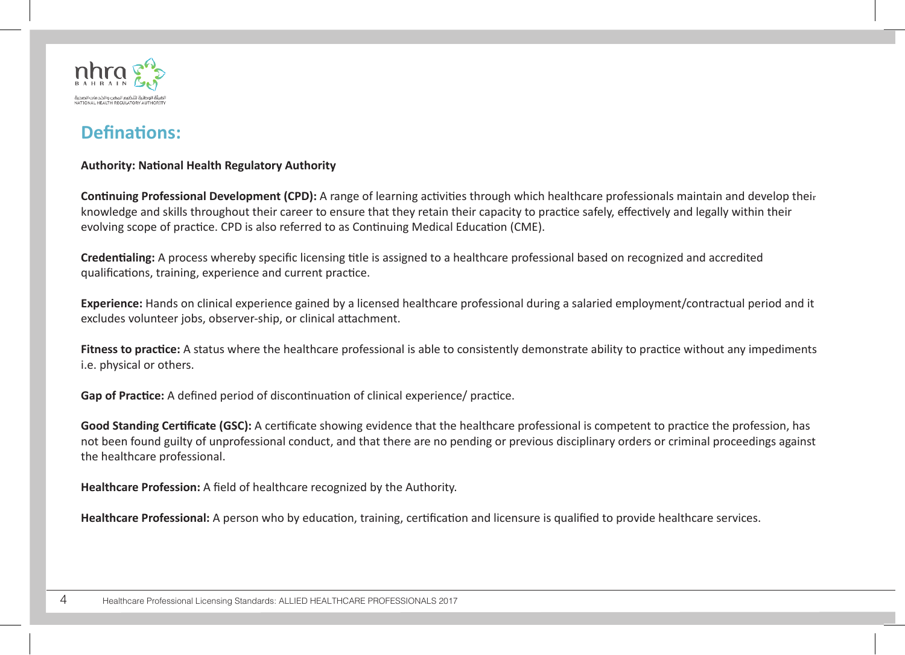## Definations:

**Authority: National Health Regulatory Authority**

**Continuing Professional Development (CPD):** A range of learning activities through which healthcare professionals maintain and develop their knowledge and skills throughout their career to ensure that they retain their capacity to practice safely, effectively and legally within their evolving scope of practice. CPD is also referred to as Continuing Medical Education (CME).

**Credentialing:** A process whereby specific licensing title is assigned to a healthcare professional based on recognized and accredited qualifications, training, experience and current practice.

**Experience:** Hands on clinical experience gained by a licensed healthcare professional during a salaried employment/contractual period and it excludes volunteer jobs, observer-ship, or clinical attachment.

**Fitness to practice:** A status where the healthcare professional is able to consistently demonstrate ability to practice without any impediments i.e. physical or others.

**Gap of Practice:** A defined period of discontinuation of clinical experience/ practice.

**Good Standing Certificate (GSC):** A certificate showing evidence that the healthcare professional is competent to practice the profession, has not been found guilty of unprofessional conduct, and that there are no pending or previous disciplinary orders or criminal proceedings against the healthcare professional.

**Healthcare Profession:** A field of healthcare recognized by the Authority.

**Healthcare Professional:** A person who by education, training, certification and licensure is qualified to provide healthcare services.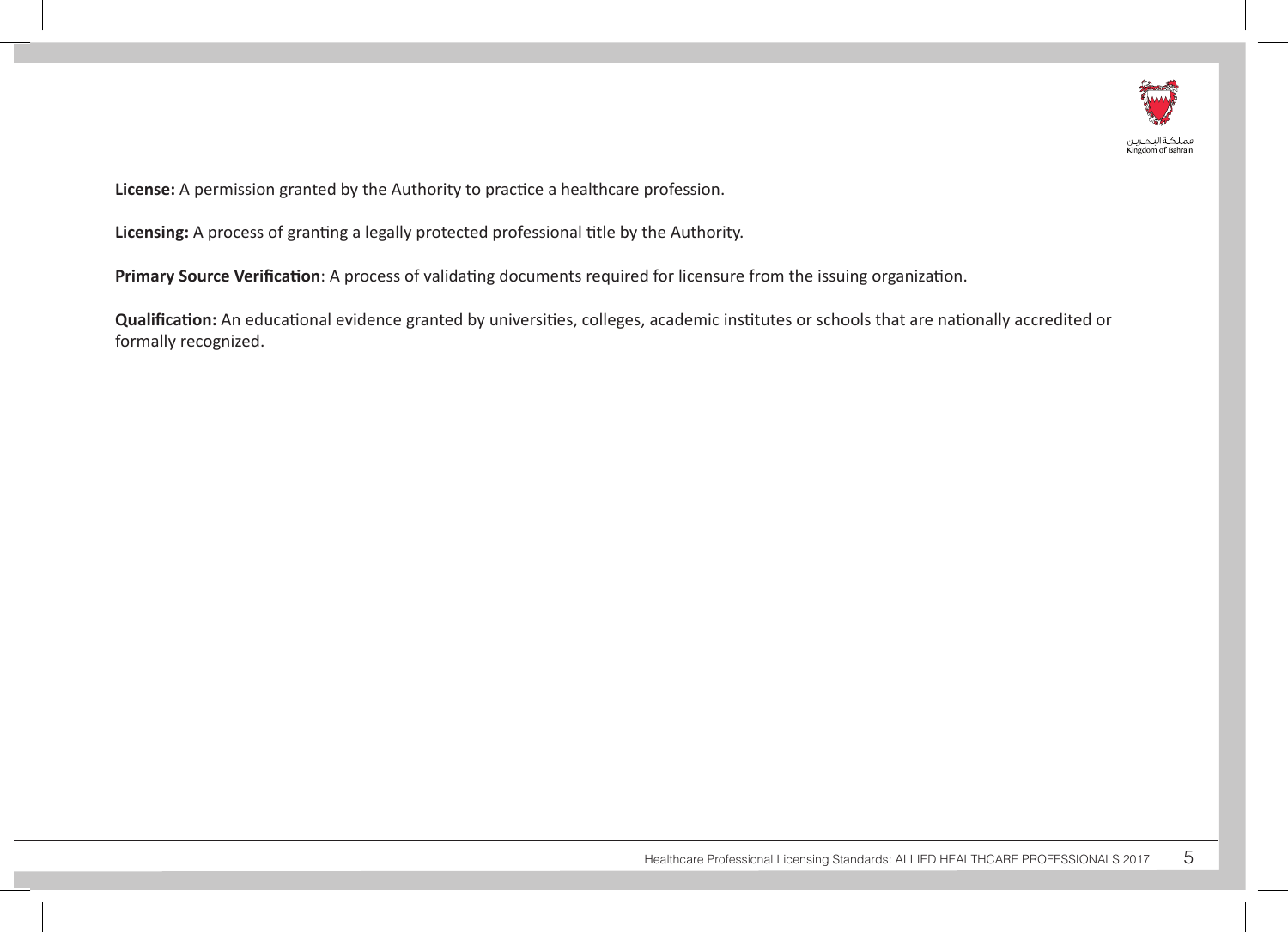**License:** A permission granted by the Authority to practice a healthcare profession.

**Licensing:** A process of granting a legally protected professional title by the Authority.

**Primary Source Verification**: A process of validating documents required for licensure from the issuing organization.

**Qualification:** An educational evidence granted by universities, colleges, academic institutes or schools that are nationally accredited or formally recognized.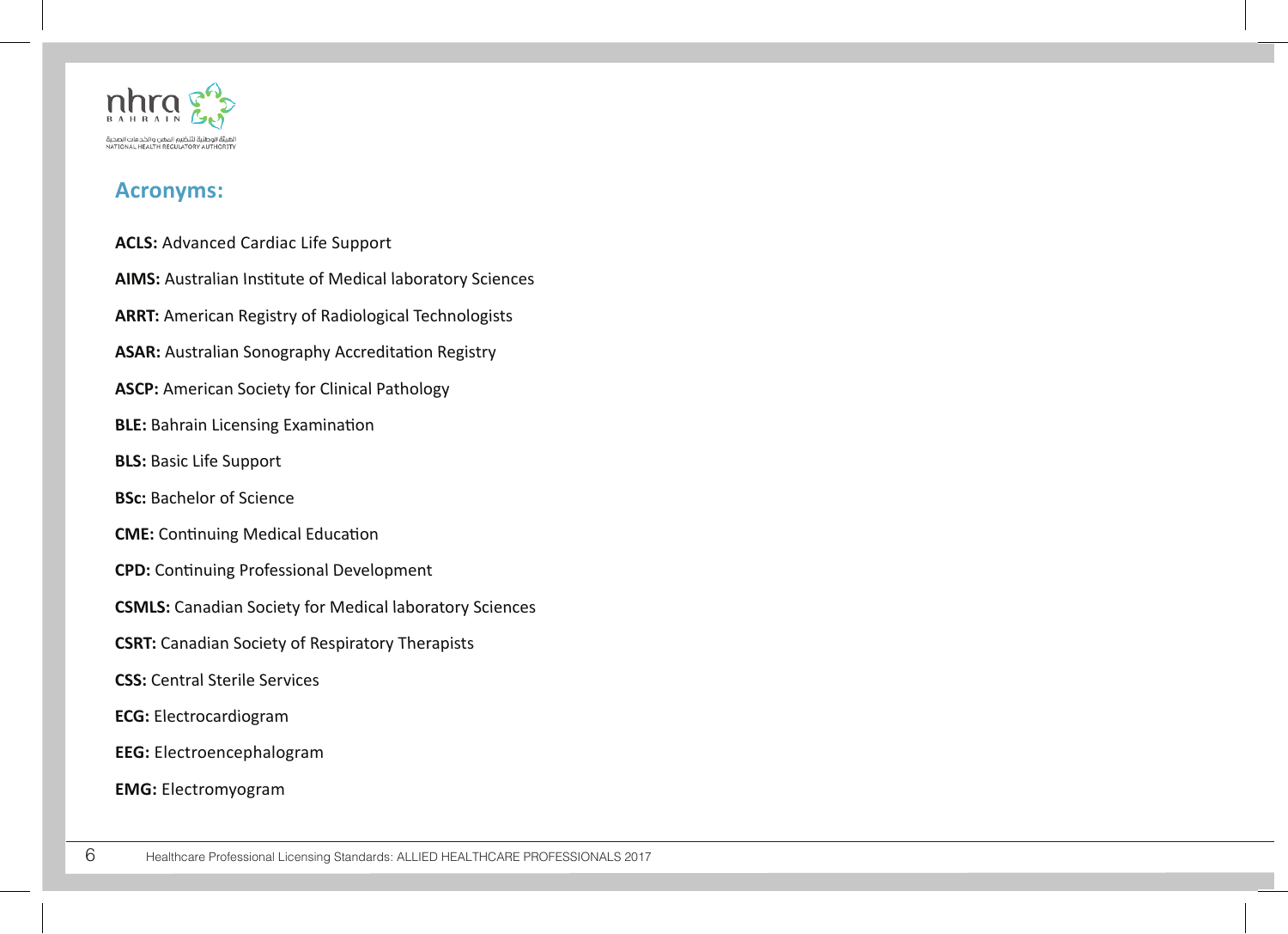## Acronyms:

**ACLS:** Advanced Cardiac Life Support

**AIMS:** Australian Institute of Medical laboratory Sciences

**ARRT:** American Registry of Radiological Technologists

**ASAR:** Australian Sonography Accreditation Registry

**ASCP:** American Society for Clinical Pathology

**BLE:** Bahrain Licensing Examination

**BLS:** Basic Life Support

**BSc:** Bachelor of Science

**CME:** Continuing Medical Education

**CPD:** Continuing Professional Development

**CSMLS:** Canadian Society for Medical laboratory Sciences

**CSRT:** Canadian Society of Respiratory Therapists

**CSS:** Central Sterile Services

**ECG:** Electrocardiogram

**EEG:** Electroencephalogram

**EMG:** Electromyogram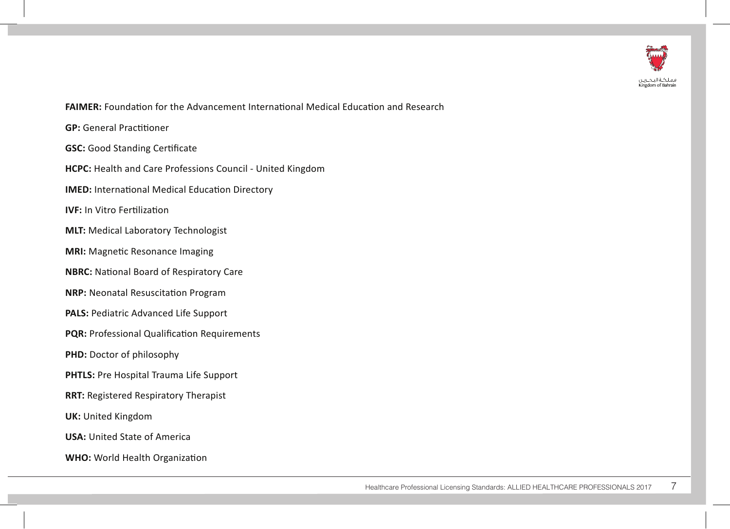**FAIMER:** Foundation for the Advancement International Medical Education and Research

**GP:** General Practitioner

**GSC:** Good Standing Certificate

**HCPC:** Health and Care Professions Council - United Kingdom

**IMED:** International Medical Education Directory

**IVF:** In Vitro Fertilization

**MLT:** Medical Laboratory Technologist

**MRI:** Magnetic Resonance Imaging

**NBRC:** National Board of Respiratory Care

**NRP:** Neonatal Resuscitation Program

**PALS:** Pediatric Advanced Life Support

**PQR:** Professional Qualification Requirements

**PHD:** Doctor of philosophy

**PHTLS:** Pre Hospital Trauma Life Support

**RRT:** Registered Respiratory Therapist

**UK:** United Kingdom

**USA:** United State of America

**WHO:** World Health Organization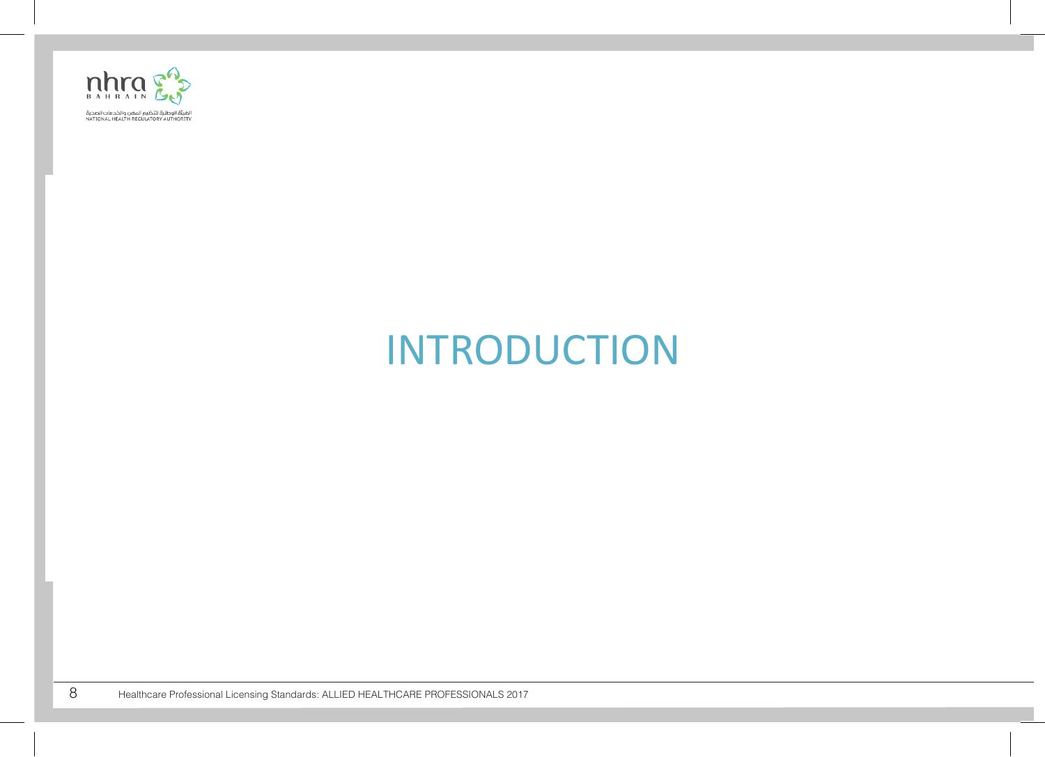# INTRODUCTION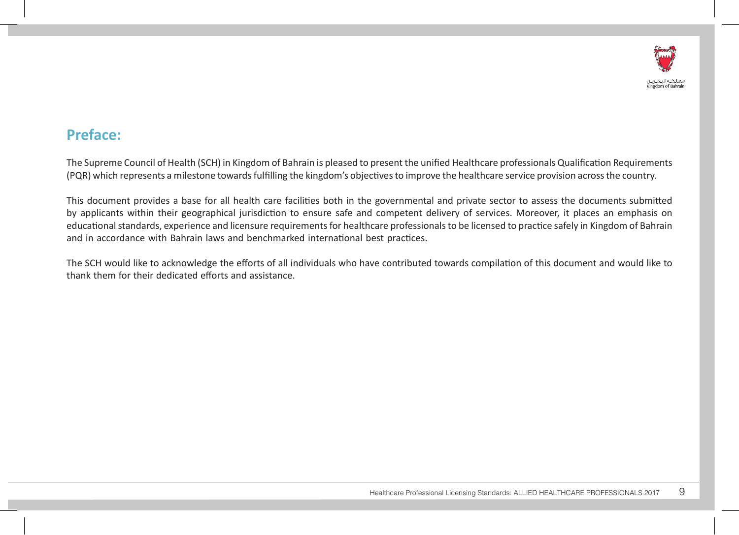## Preface:

The Supreme Council of Health (SCH) in Kingdom of Bahrain is pleased to present the unified Healthcare professionals Qualification Requirements (PQR) which represents a milestone towards fulfilling the kingdom's objectives to improve the healthcare service provision across the country.

This document provides a base for all health care facilities both in the governmental and private sector to assess the documents submitted by applicants within their geographical jurisdiction to ensure safe and competent delivery of services. Moreover, it places an emphasis on educational standards, experience and licensure requirements for healthcare professionals to be licensed to practice safely in Kingdom of Bahrain and in accordance with Bahrain laws and benchmarked international best practices.

The SCH would like to acknowledge the efforts of all individuals who have contributed towards compilation of this document and would like to thank them for their dedicated efforts and assistance.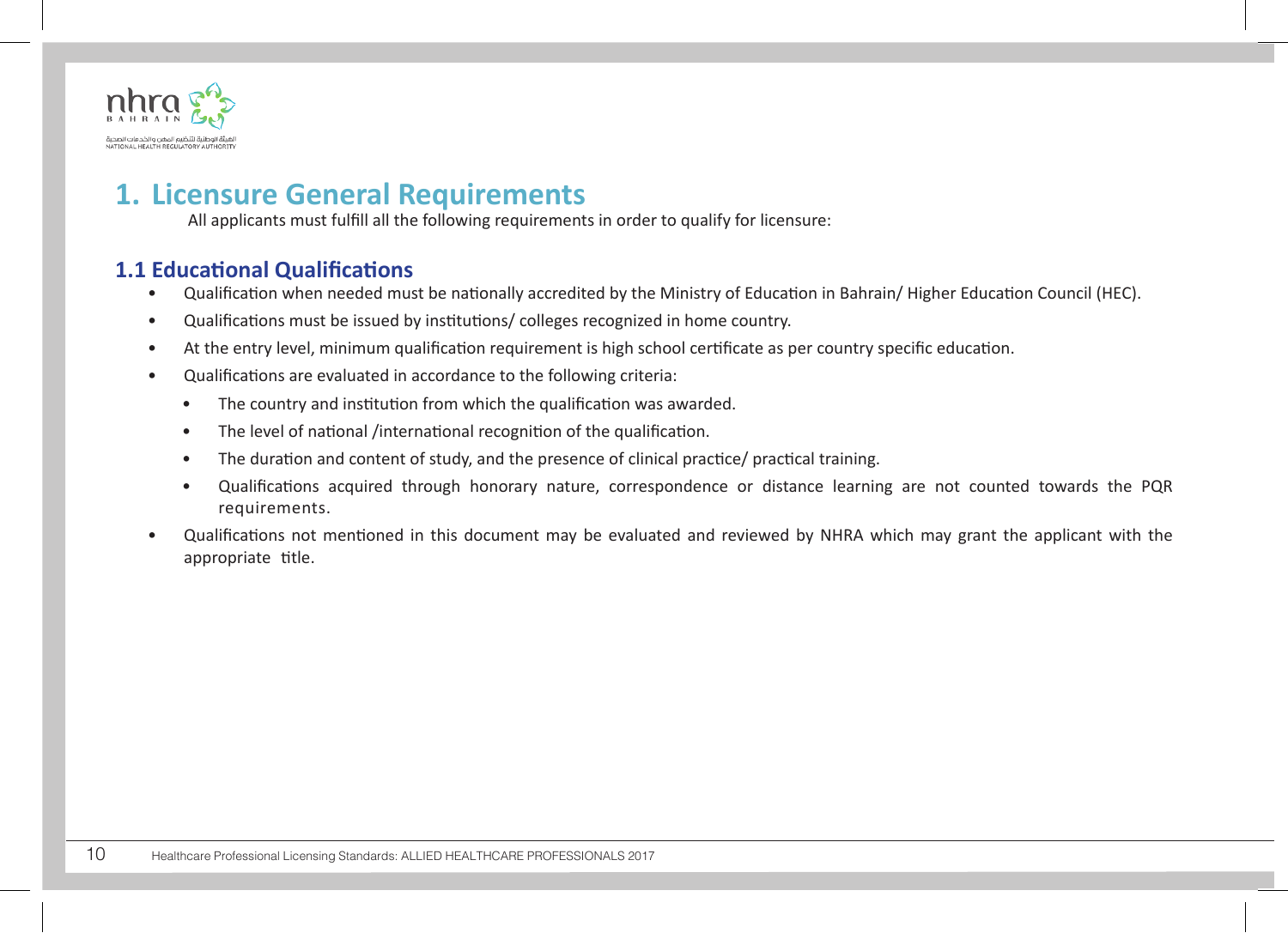# 1. Licensure General Requirements

All applicants must fulfill all the following requirements in order to qualify for licensure:

## 1.1 Educational Qualifications

- Qualification when needed must be nationally accredited by the Ministry of Education in Bahrain/ Higher Education Council (HEC).
- Qualifications must be issued by institutions/ colleges recognized in home country.
- At the entry level, minimum qualification requirement is high school certificate as per country specific education.
- Qualifications are evaluated in accordance to the following criteria:
    - The country and institution from which the qualification was awarded.
    - The level of national /international recognition of the qualification.
    - The duration and content of study, and the presence of clinical practice/ practical training.
    - Qualifications acquired through honorary nature, correspondence or distance learning are not counted towards the PQR requirements.
- Qualifications not mentioned in this document may be evaluated and reviewed by NHRA which may grant the applicant with the appropriate title.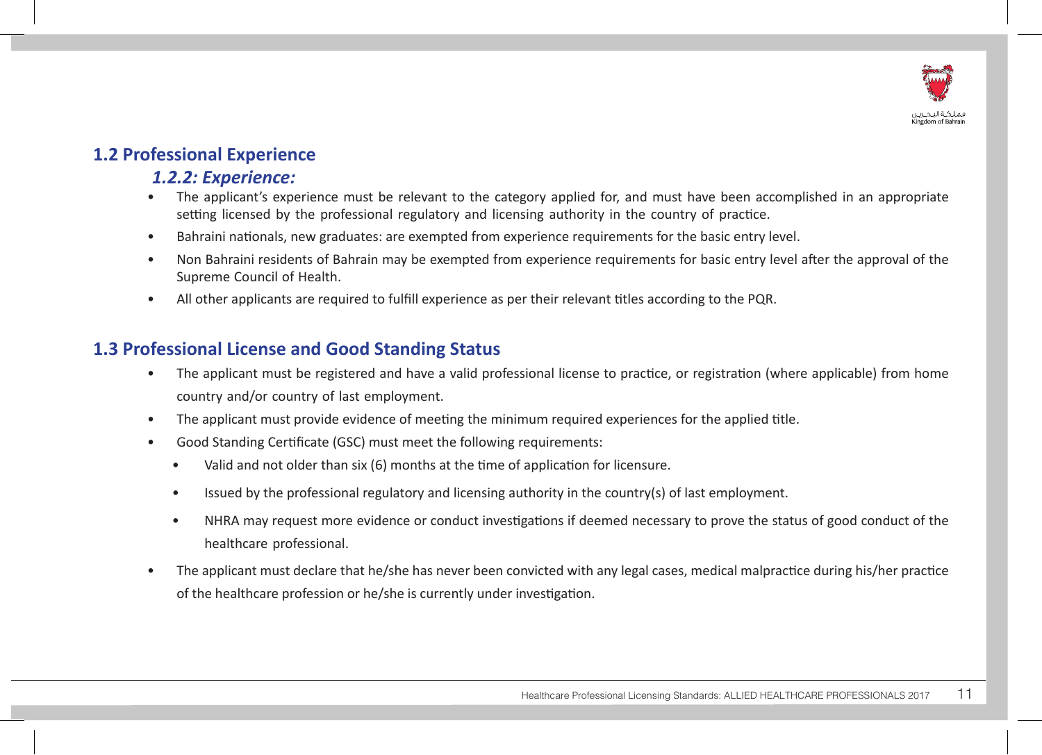## 1.2 Professional Experience

### *1.2.2: Experience:*

- The applicant's experience must be relevant to the category applied for, and must have been accomplished in an appropriate setting licensed by the professional regulatory and licensing authority in the country of practice.
- Bahraini nationals, new graduates: are exempted from experience requirements for the basic entry level.
- Non Bahraini residents of Bahrain may be exempted from experience requirements for basic entry level after the approval of the Supreme Council of Health.
- All other applicants are required to fulfill experience as per their relevant titles according to the PQR.

## 1.3 Professional License and Good Standing Status

- The applicant must be registered and have a valid professional license to practice, or registration (where applicable) from home country and/or country of last employment.
- The applicant must provide evidence of meeting the minimum required experiences for the applied title.
- Good Standing Certificate (GSC) must meet the following requirements:
  - Valid and not older than six (6) months at the time of application for licensure.
  - Issued by the professional regulatory and licensing authority in the country(s) of last employment.
  - NHRA may request more evidence or conduct investigations if deemed necessary to prove the status of good conduct of the healthcare professional.
- The applicant must declare that he/she has never been convicted with any legal cases, medical malpractice during his/her practice of the healthcare profession or he/she is currently under investigation.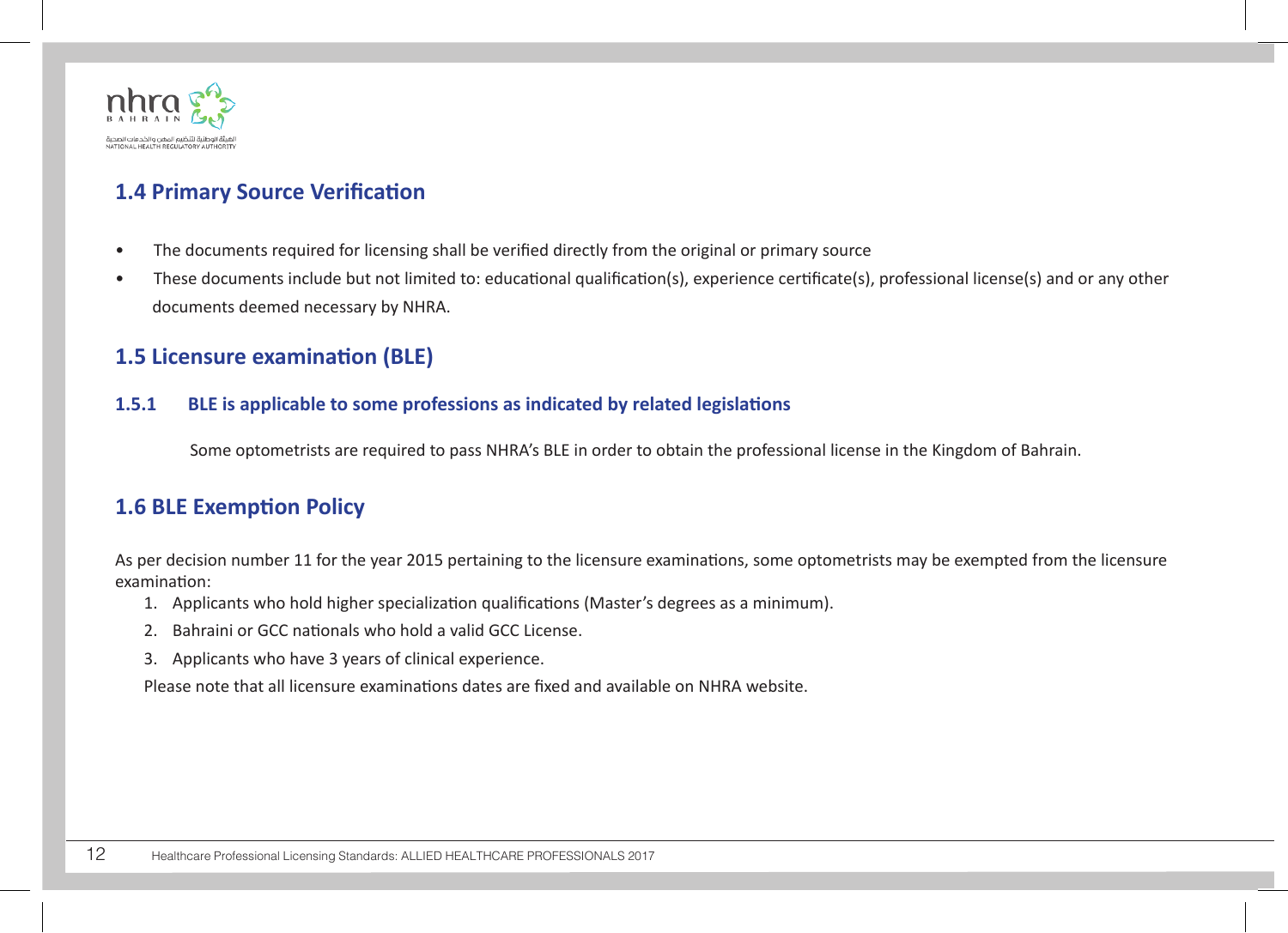## 1.4 Primary Source Verification

- The documents required for licensing shall be verified directly from the original or primary source
- These documents include but not limited to: educational qualification(s), experience certificate(s), professional license(s) and or any other documents deemed necessary by NHRA.

## 1.5 Licensure examination (BLE)

### 1.5.1 BLE is applicable to some professions as indicated by related legislations

Some optometrists are required to pass NHRA's BLE in order to obtain the professional license in the Kingdom of Bahrain.

## 1.6 BLE Exemption Policy

As per decision number 11 for the year 2015 pertaining to the licensure examinations, some optometrists may be exempted from the licensure examination:

1. Applicants who hold higher specialization qualifications (Master's degrees as a minimum).
2. Bahraini or GCC nationals who hold a valid GCC License.
3. Applicants who have 3 years of clinical experience.

Please note that all licensure examinations dates are fixed and available on NHRA website.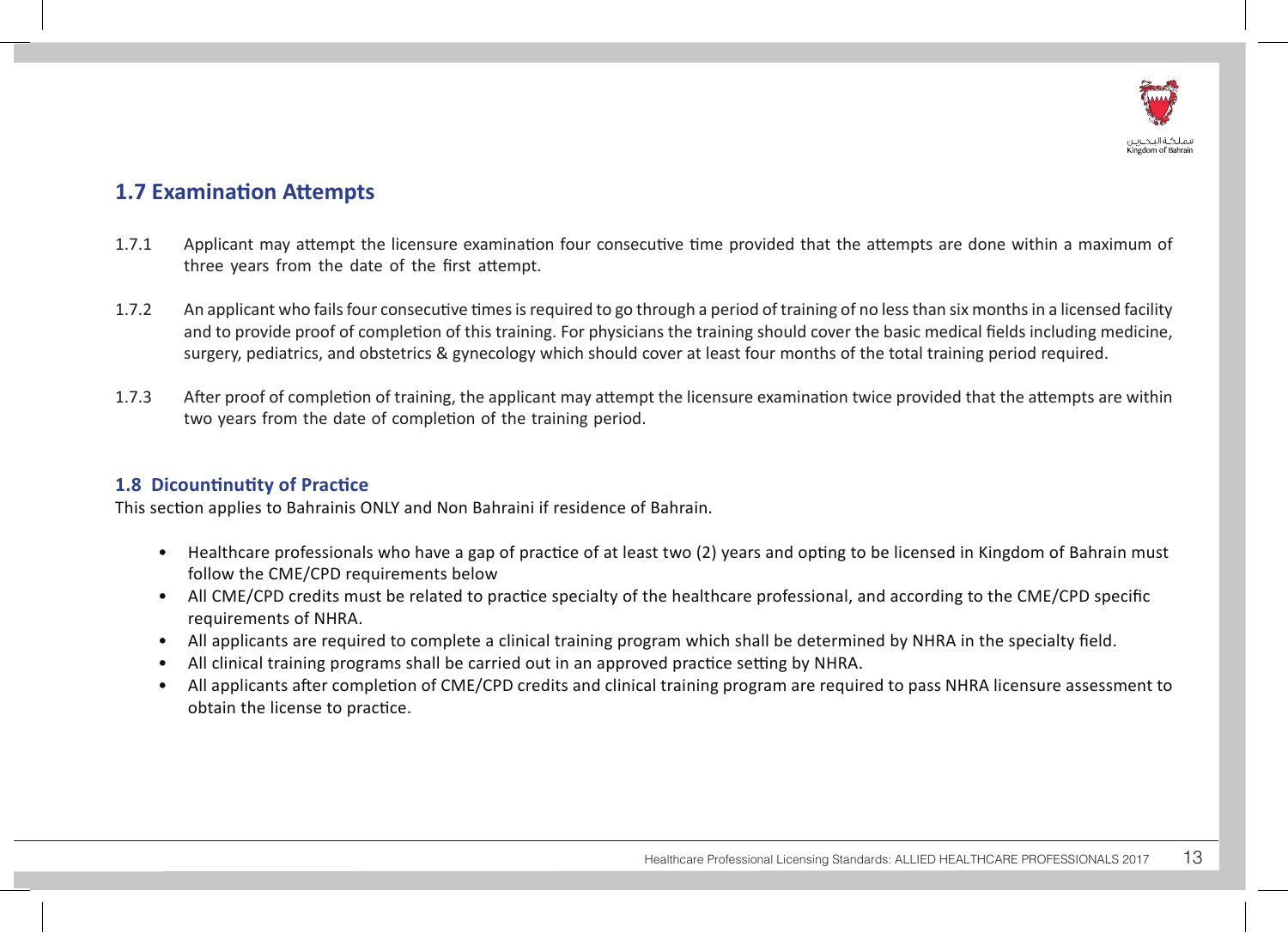## 1.7 Examination Attempts

1.7.1 Applicant may attempt the licensure examination four consecutive time provided that the attempts are done within a maximum of three years from the date of the first attempt.

1.7.2 An applicant who fails four consecutive times is required to go through a period of training of no less than six months in a licensed facility and to provide proof of completion of this training. For physicians the training should cover the basic medical fields including medicine, surgery, pediatrics, and obstetrics & gynecology which should cover at least four months of the total training period required.

1.7.3 After proof of completion of training, the applicant may attempt the licensure examination twice provided that the attempts are within two years from the date of completion of the training period.

## 1.8 Dicountinutity of Practice

This section applies to Bahrainis ONLY and Non Bahraini if residence of Bahrain.

- Healthcare professionals who have a gap of practice of at least two (2) years and opting to be licensed in Kingdom of Bahrain must follow the CME/CPD requirements below
- All CME/CPD credits must be related to practice specialty of the healthcare professional, and according to the CME/CPD specific requirements of NHRA.
- All applicants are required to complete a clinical training program which shall be determined by NHRA in the specialty field.
- All clinical training programs shall be carried out in an approved practice setting by NHRA.
- All applicants after completion of CME/CPD credits and clinical training program are required to pass NHRA licensure assessment to obtain the license to practice.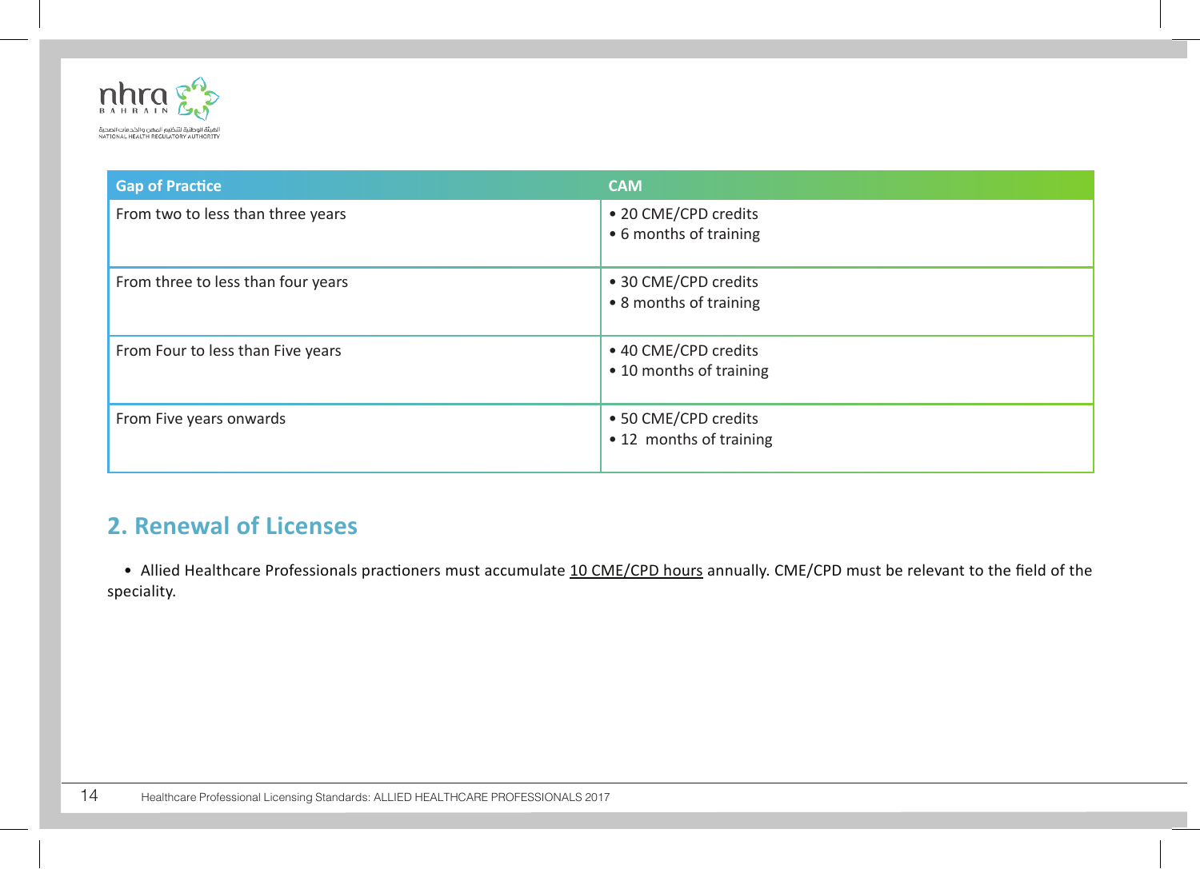| Gap of Practice | CAM |
|---|---|
| From two to less than three years | • 20 CME/CPD credits<br>• 6 months of training |
| From three to less than four years | • 30 CME/CPD credits<br>• 8 months of training |
| From Four to less than Five years | • 40 CME/CPD credits<br>• 10 months of training |
| From Five years onwards | • 50 CME/CPD credits<br>• 12 months of training |

## 2. Renewal of Licenses

- Allied Healthcare Professionals practioners must accumulate <u>10 CME/CPD hours</u> annually. CME/CPD must be relevant to the field of the speciality.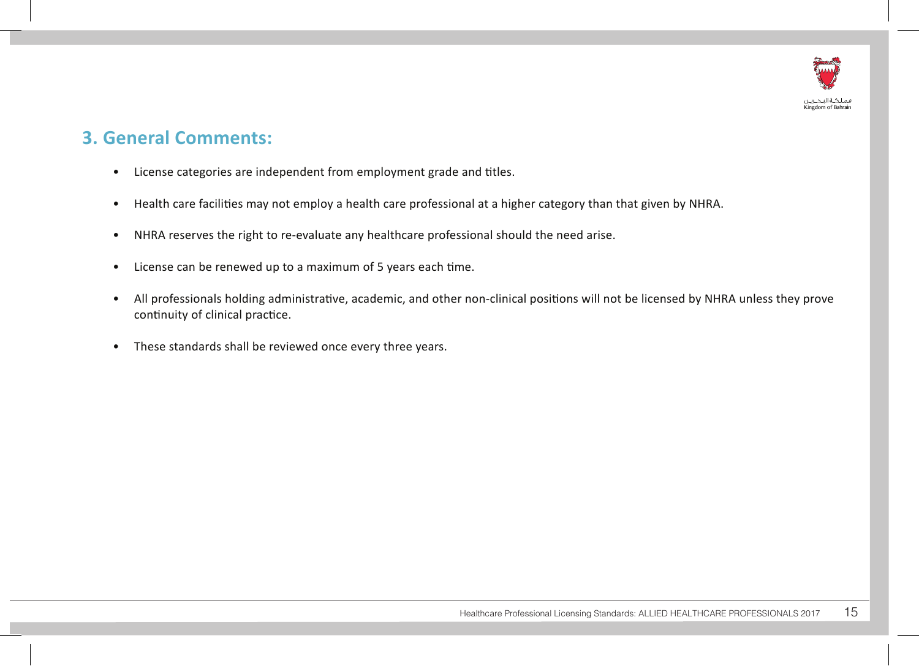## 3. General Comments:

- License categories are independent from employment grade and titles.
- Health care facilities may not employ a health care professional at a higher category than that given by NHRA.
- NHRA reserves the right to re-evaluate any healthcare professional should the need arise.
- License can be renewed up to a maximum of 5 years each time.
- All professionals holding administrative, academic, and other non-clinical positions will not be licensed by NHRA unless they prove continuity of clinical practice.
- These standards shall be reviewed once every three years.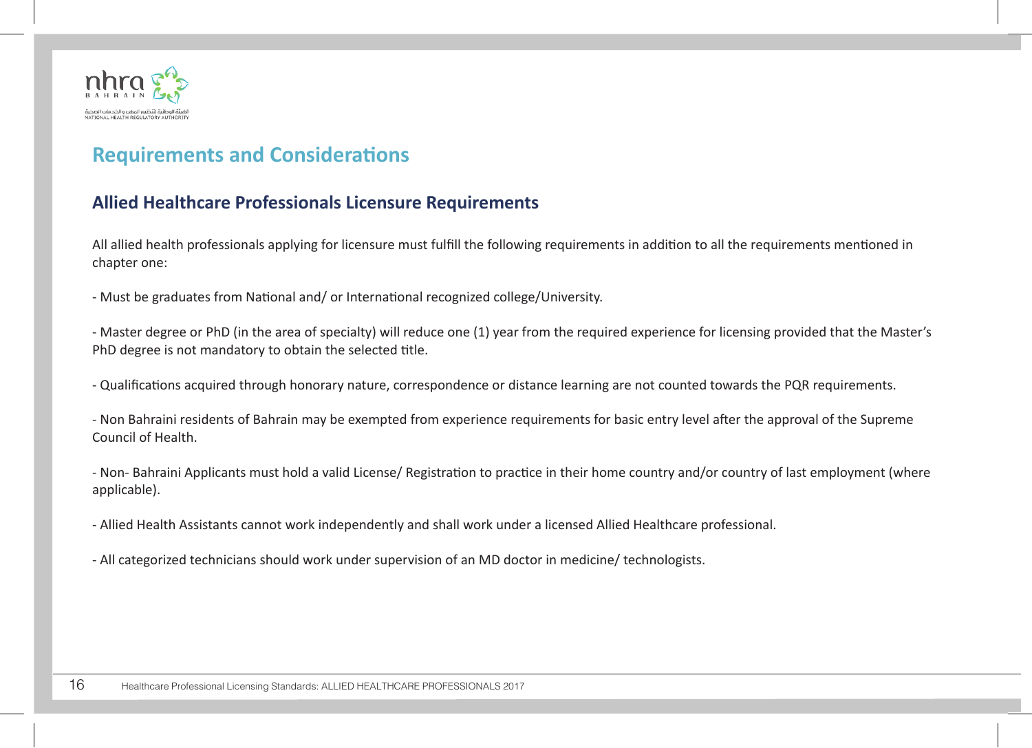## Requirements and Considerations

### Allied Healthcare Professionals Licensure Requirements

All allied health professionals applying for licensure must fulfill the following requirements in addition to all the requirements mentioned in chapter one:

- Must be graduates from National and/ or International recognized college/University.

- Master degree or PhD (in the area of specialty) will reduce one (1) year from the required experience for licensing provided that the Master's PhD degree is not mandatory to obtain the selected title.

- Qualifications acquired through honorary nature, correspondence or distance learning are not counted towards the PQR requirements.

- Non Bahraini residents of Bahrain may be exempted from experience requirements for basic entry level after the approval of the Supreme Council of Health.

- Non- Bahraini Applicants must hold a valid License/ Registration to practice in their home country and/or country of last employment (where applicable).

- Allied Health Assistants cannot work independently and shall work under a licensed Allied Healthcare professional.

- All categorized technicians should work under supervision of an MD doctor in medicine/ technologists.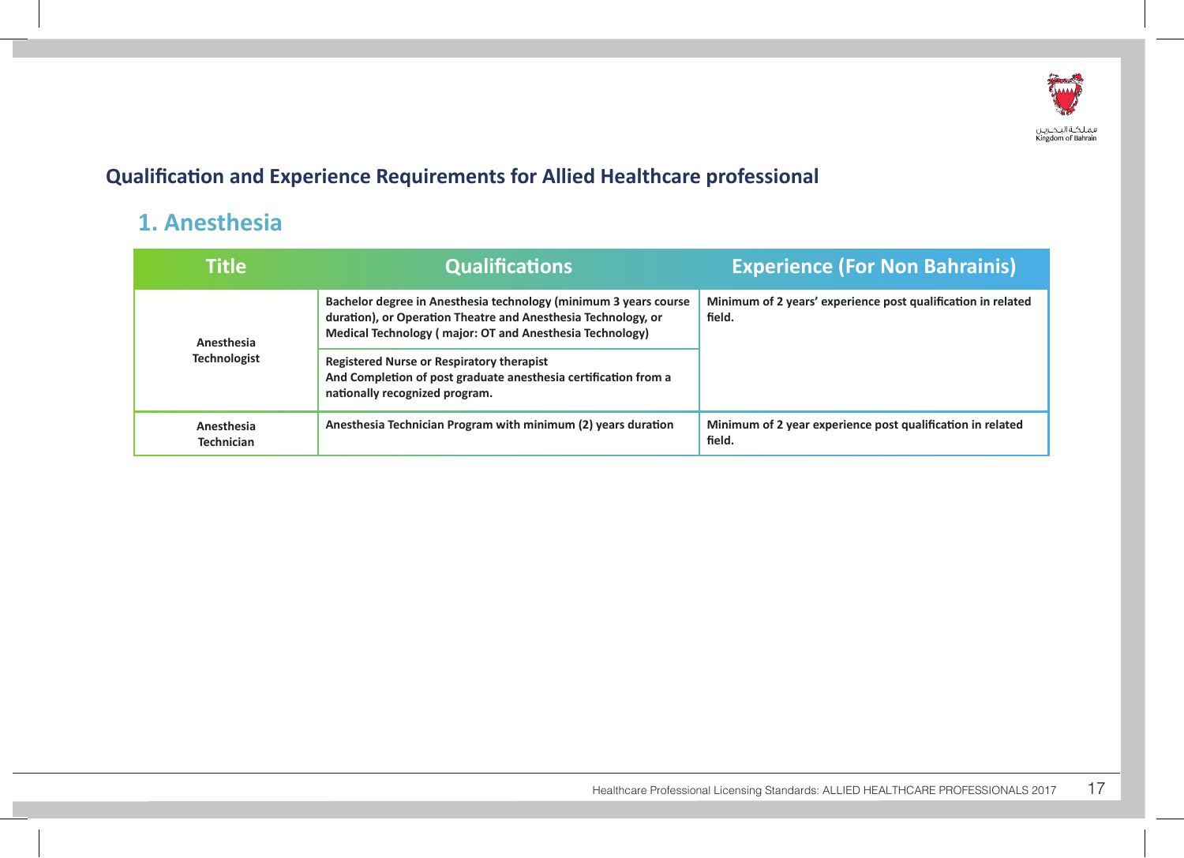## Qualification and Experience Requirements for Allied Healthcare professional

### 1. Anesthesia

| Title | Qualifications | Experience (For Non Bahrainis) |
|---|---|---|
| Anesthesia Technologist | Bachelor degree in Anesthesia technology (minimum 3 years course duration), or Operation Theatre and Anesthesia Technology, or Medical Technology ( major: OT and Anesthesia Technology) | Minimum of 2 years' experience post qualification in related field. |
| | Registered Nurse or Respiratory therapist And Completion of post graduate anesthesia certification from a nationally recognized program. | |
| Anesthesia Technician | Anesthesia Technician Program with minimum (2) years duration | Minimum of 2 year experience post qualification in related field. |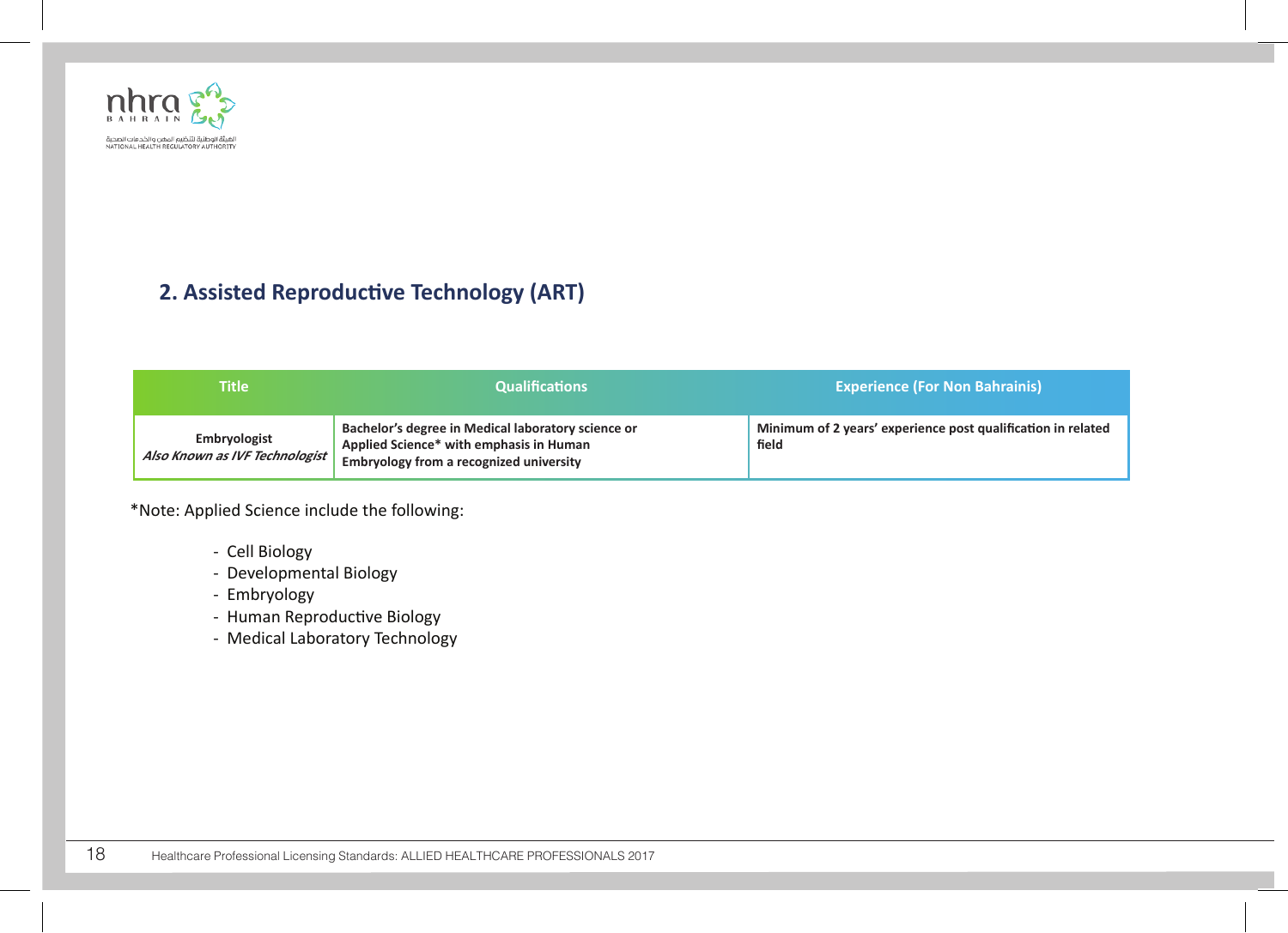## 2. Assisted Reproductive Technology (ART)

| Title | Qualifications | Experience (For Non Bahrainis) |
|---|---|---|
| **Embryologist**<br>***Also Known as IVF Technologist*** | **Bachelor's degree in Medical laboratory science or Applied Science* with emphasis in Human Embryology from a recognized university** | **Minimum of 2 years' experience post qualification in related field** |

*Note: Applied Science include the following:

- Cell Biology
- Developmental Biology
- Embryology
- Human Reproductive Biology
- Medical Laboratory Technology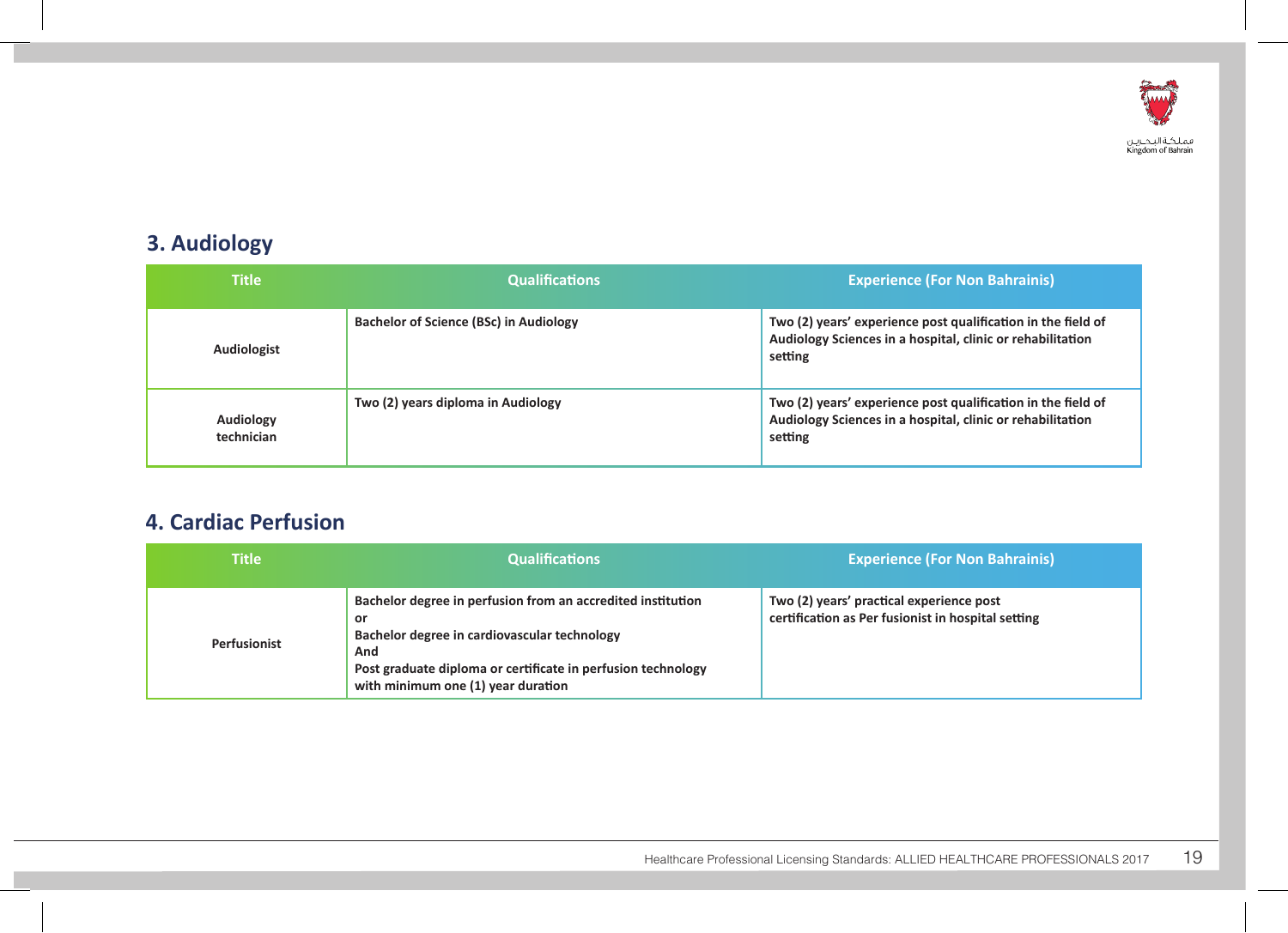## 3. Audiology

| Title | Qualifications | Experience (For Non Bahrainis) |
|---|---|---|
| Audiologist | Bachelor of Science (BSc) in Audiology | Two (2) years' experience post qualification in the field of Audiology Sciences in a hospital, clinic or rehabilitation setting |
| Audiology technician | Two (2) years diploma in Audiology | Two (2) years' experience post qualification in the field of Audiology Sciences in a hospital, clinic or rehabilitation setting |

## 4. Cardiac Perfusion

| Title | Qualifications | Experience (For Non Bahrainis) |
|---|---|---|
| Perfusionist | Bachelor degree in perfusion from an accredited institution<br>or<br>Bachelor degree in cardiovascular technology<br>And<br>Post graduate diploma or certificate in perfusion technology with minimum one (1) year duration | Two (2) years' practical experience post certification as Per fusionist in hospital setting |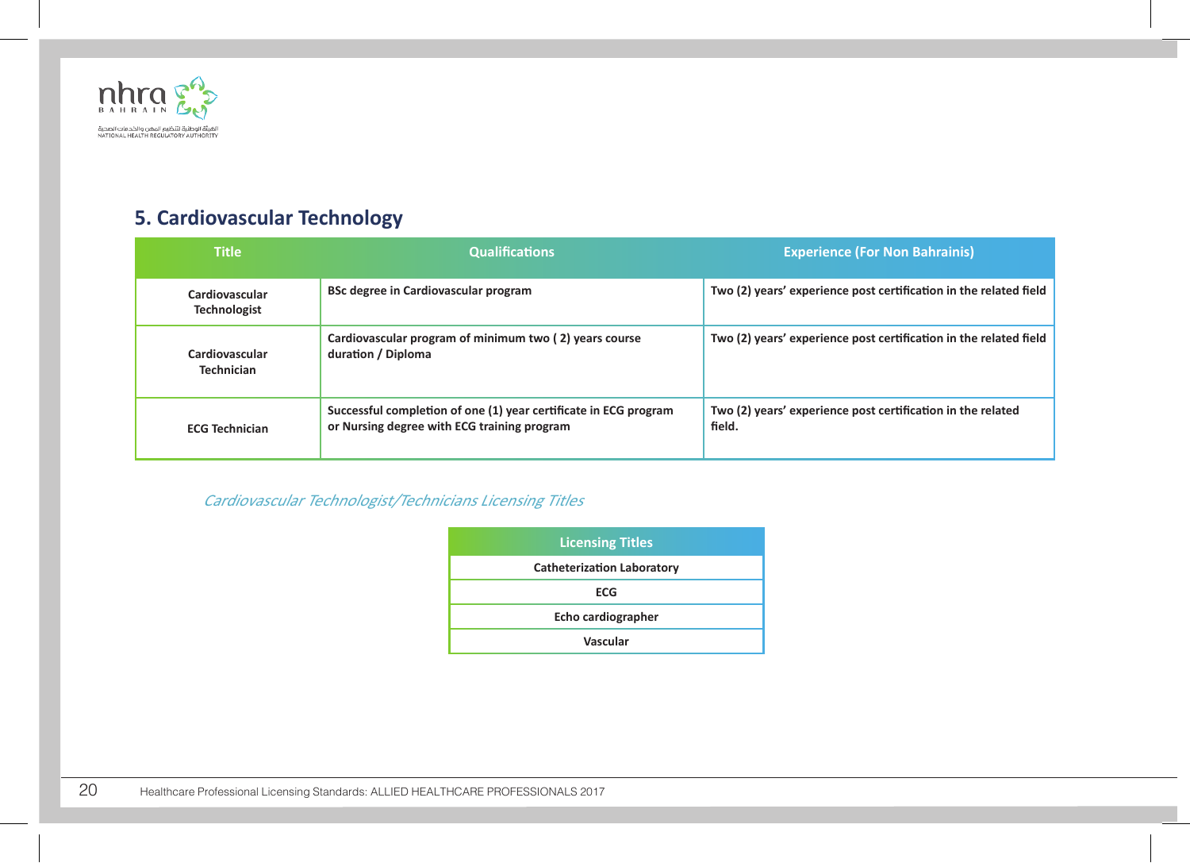## 5. Cardiovascular Technology

| Title | Qualifications | Experience (For Non Bahrainis) |
|---|---|---|
| Cardiovascular Technologist | BSc degree in Cardiovascular program | Two (2) years' experience post certification in the related field |
| Cardiovascular Technician | Cardiovascular program of minimum two ( 2) years course duration / Diploma | Two (2) years' experience post certification in the related field |
| ECG Technician | Successful completion of one (1) year certificate in ECG program or Nursing degree with ECG training program | Two (2) years' experience post certification in the related field. |

*Cardiovascular Technologist/Technicians Licensing Titles*

| Licensing Titles |
|---|
| Catheterization Laboratory |
| ECG |
| Echo cardiographer |
| Vascular |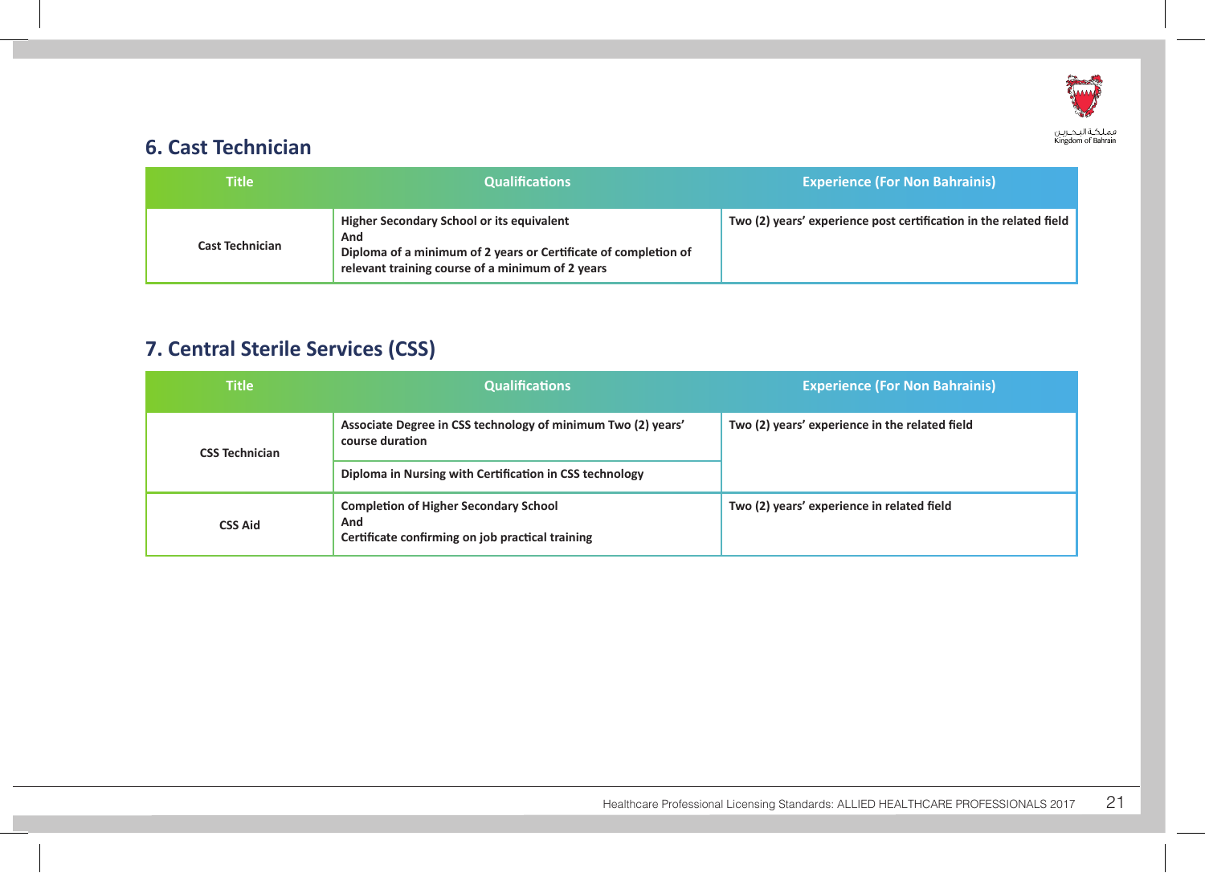## 6. Cast Technician

| Title | Qualifications | Experience (For Non Bahrainis) |
| --- | --- | --- |
| Cast Technician | Higher Secondary School or its equivalent<br>And<br>Diploma of a minimum of 2 years or Certificate of completion of relevant training course of a minimum of 2 years | Two (2) years' experience post certification in the related field |

## 7. Central Sterile Services (CSS)

| Title | Qualifications | Experience (For Non Bahrainis) |
| --- | --- | --- |
| CSS Technician | Associate Degree in CSS technology of minimum Two (2) years' course duration | Two (2) years' experience in the related field |
| | Diploma in Nursing with Certification in CSS technology | |
| CSS Aid | Completion of Higher Secondary School<br>And<br>Certificate confirming on job practical training | Two (2) years' experience in related field |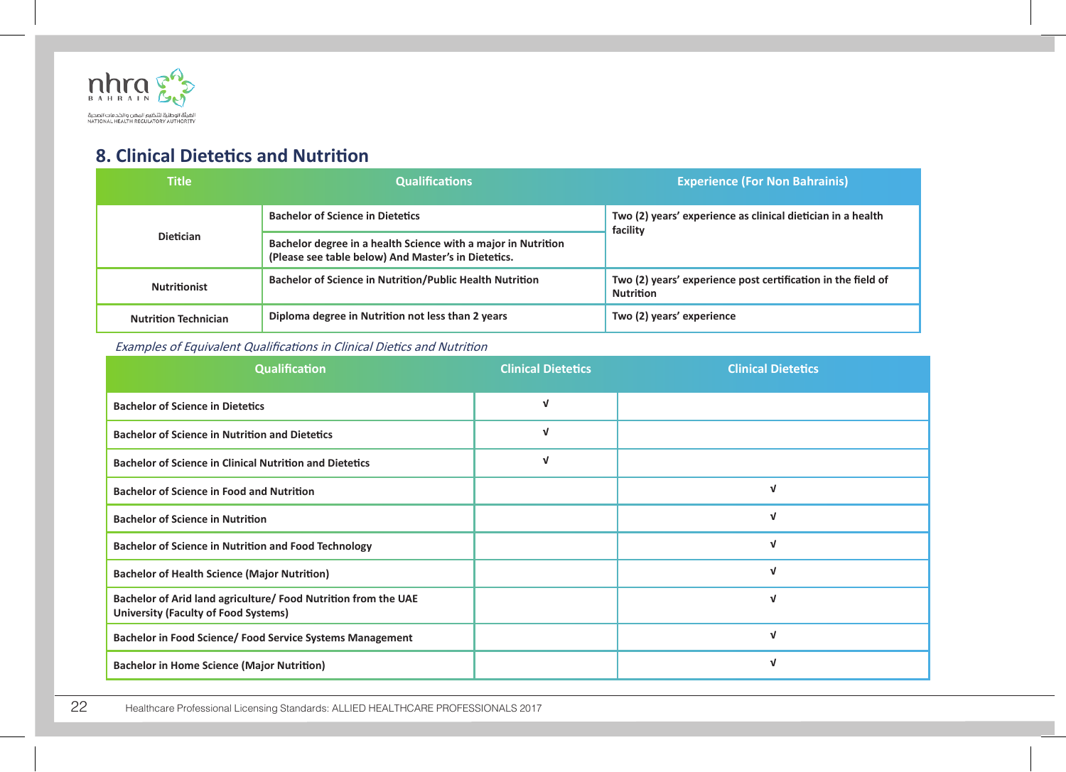## 8. Clinical Dietetics and Nutrition

| Title | Qualifications | Experience (For Non Bahrainis) |
|---|---|---|
| Dietician | Bachelor of Science in Dietetics | Two (2) years' experience as clinical dietician in a health facility |
| | Bachelor degree in a health Science with a major in Nutrition (Please see table below) And Master's in Dietetics. | |
| Nutritionist | Bachelor of Science in Nutrition/Public Health Nutrition | Two (2) years' experience post certification in the field of Nutrition |
| Nutrition Technician | Diploma degree in Nutrition not less than 2 years | Two (2) years' experience |

*Examples of Equivalent Qualifications in Clinical Dietics and Nutrition*

| Qualification | Clinical Dietetics | Clinical Dietetics |
|---|---|---|
| Bachelor of Science in Dietetics | √ | |
| Bachelor of Science in Nutrition and Dietetics | √ | |
| Bachelor of Science in Clinical Nutrition and Dietetics | √ | |
| Bachelor of Science in Food and Nutrition | | √ |
| Bachelor of Science in Nutrition | | √ |
| Bachelor of Science in Nutrition and Food Technology | | √ |
| Bachelor of Health Science (Major Nutrition) | | √ |
| Bachelor of Arid land agriculture/ Food Nutrition from the UAE University (Faculty of Food Systems) | | √ |
| Bachelor in Food Science/ Food Service Systems Management | | √ |
| Bachelor in Home Science (Major Nutrition) | | √ |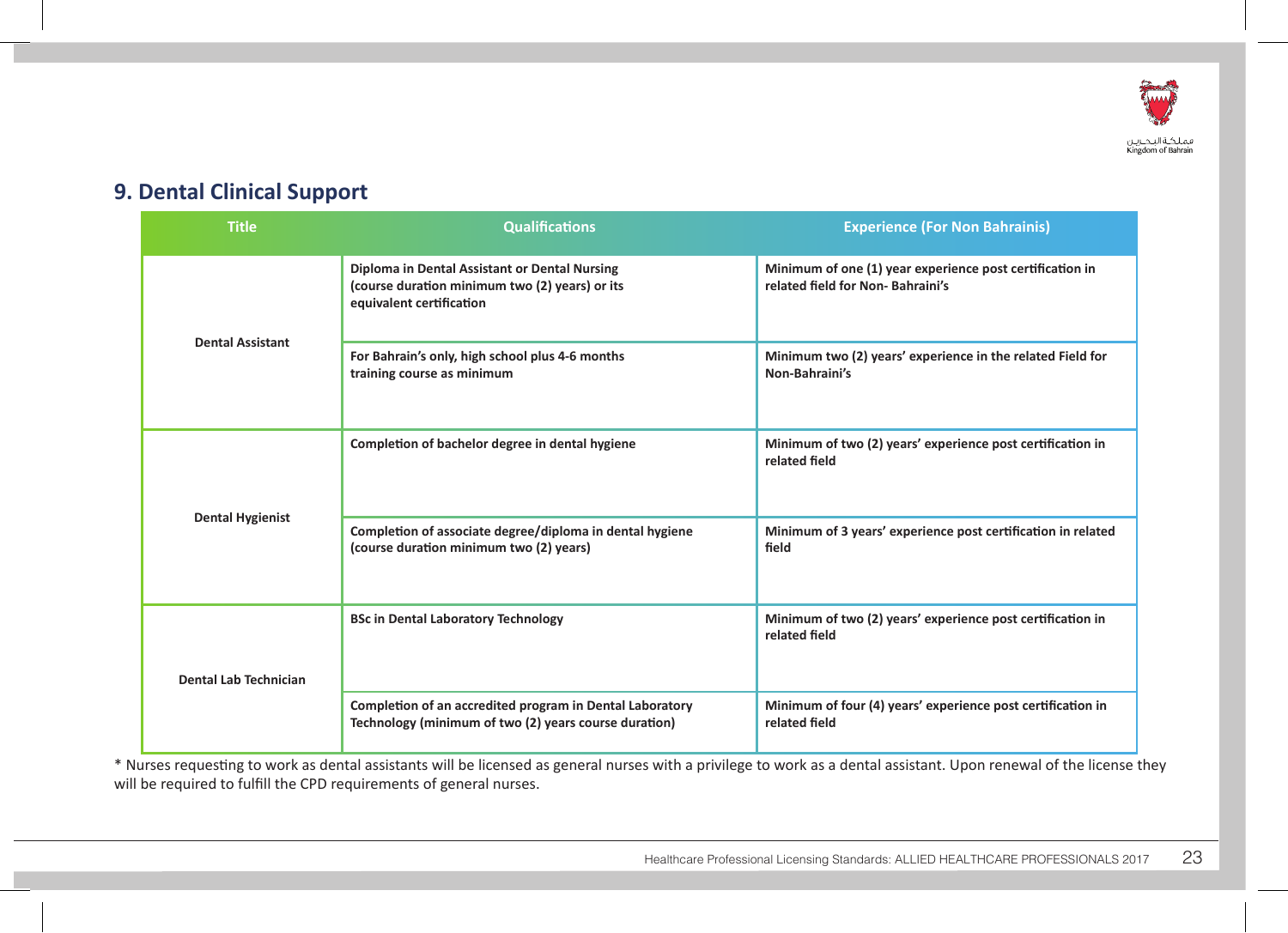## 9. Dental Clinical Support

| Title | Qualifications | Experience (For Non Bahrainis) |
|---|---|---|
| Dental Assistant | Diploma in Dental Assistant or Dental Nursing (course duration minimum two (2) years) or its equivalent certification | Minimum of one (1) year experience post certification in related field for Non- Bahraini's |
| | For Bahrain's only, high school plus 4-6 months training course as minimum | Minimum two (2) years' experience in the related Field for Non-Bahraini's |
| Dental Hygienist | Completion of bachelor degree in dental hygiene | Minimum of two (2) years' experience post certification in related field |
| | Completion of associate degree/diploma in dental hygiene (course duration minimum two (2) years) | Minimum of 3 years' experience post certification in related field |
| Dental Lab Technician | BSc in Dental Laboratory Technology | Minimum of two (2) years' experience post certification in related field |
| | Completion of an accredited program in Dental Laboratory Technology (minimum of two (2) years course duration) | Minimum of four (4) years' experience post certification in related field |

* Nurses requesting to work as dental assistants will be licensed as general nurses with a privilege to work as a dental assistant. Upon renewal of the license they will be required to fulfill the CPD requirements of general nurses.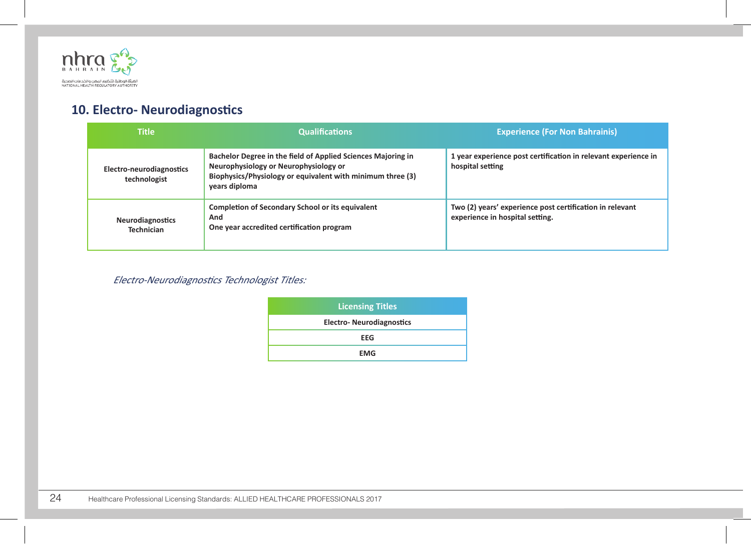## 10. Electro- Neurodiagnostics

| Title | Qualifications | Experience (For Non Bahrainis) |
|---|---|---|
| Electro-neurodiagnostics technologist | Bachelor Degree in the field of Applied Sciences Majoring in Neurophysiology or Neurophysiology or Biophysics/Physiology or equivalent with minimum three (3) years diploma | 1 year experience post certification in relevant experience in hospital setting |
| Neurodiagnostics Technician | Completion of Secondary School or its equivalent<br>And<br>One year accredited certification program | Two (2) years' experience post certification in relevant experience in hospital setting. |

*Electro-Neurodiagnostics Technologist Titles:*

| Licensing Titles |
|---|
| Electro- Neurodiagnostics |
| EEG |
| EMG |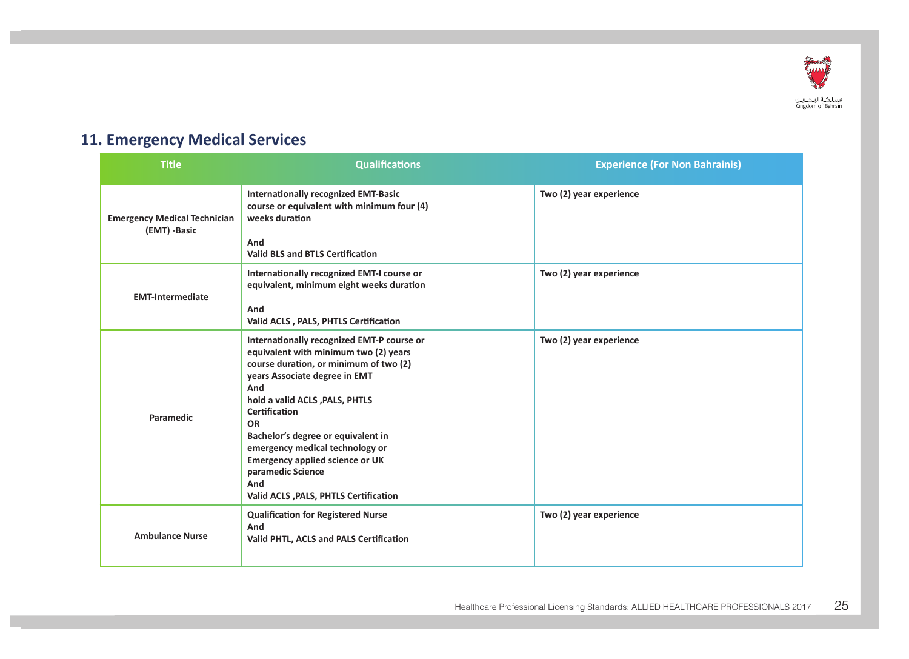## 11. Emergency Medical Services

| Title | Qualifications | Experience (For Non Bahrainis) |
|---|---|---|
| **Emergency Medical Technician (EMT) -Basic** | **Internationally recognized EMT-Basic course or equivalent with minimum four (4) weeks duration<br><br>And<br>Valid BLS and BTLS Certification** | **Two (2) year experience** |
| **EMT-Intermediate** | **Internationally recognized EMT-I course or equivalent, minimum eight weeks duration<br><br>And<br>Valid ACLS , PALS, PHTLS Certification** | **Two (2) year experience** |
| **Paramedic** | **Internationally recognized EMT-P course or equivalent with minimum two (2) years course duration, or minimum of two (2) years Associate degree in EMT<br>And<br>hold a valid ACLS ,PALS, PHTLS Certification<br>OR<br>Bachelor's degree or equivalent in emergency medical technology or Emergency applied science or UK paramedic Science<br>And<br>Valid ACLS ,PALS, PHTLS Certification** | **Two (2) year experience** |
| **Ambulance Nurse** | **Qualification for Registered Nurse<br>And<br>Valid PHTL, ACLS and PALS Certification** | **Two (2) year experience** |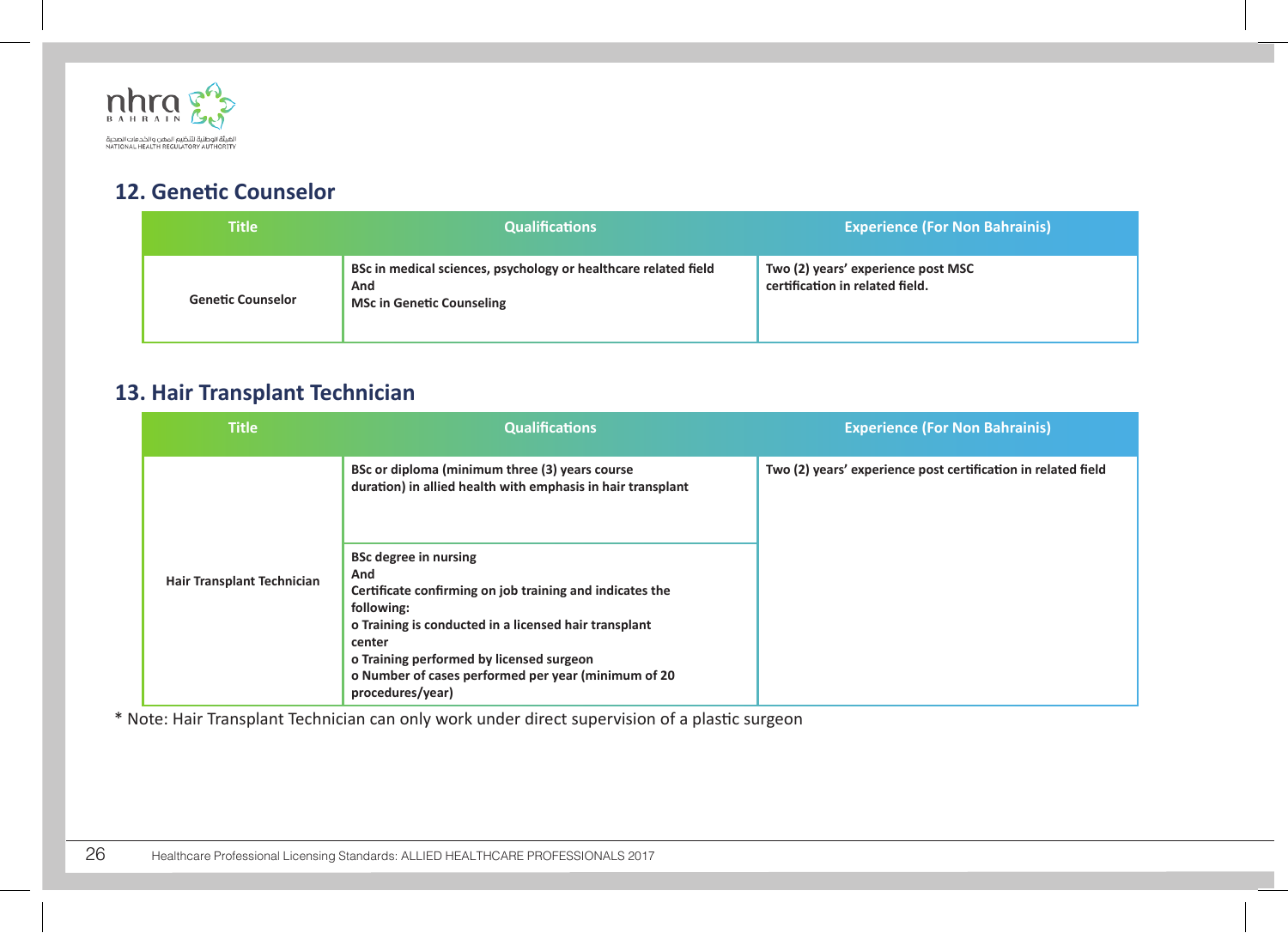## 12. Genetic Counselor

| Title | Qualifications | Experience (For Non Bahrainis) |
|---|---|---|
| Genetic Counselor | **BSc in medical sciences, psychology or healthcare related field**<br>**And**<br>**MSc in Genetic Counseling** | **Two (2) years' experience post MSC certification in related field.** |

## 13. Hair Transplant Technician

| Title | Qualifications | Experience (For Non Bahrainis) |
|---|---|---|
| Hair Transplant Technician | **BSc or diploma (minimum three (3) years course duration) in allied health with emphasis in hair transplant** | **Two (2) years' experience post certification in related field** |
| | **BSc degree in nursing**<br>**And**<br>**Certificate confirming on job training and indicates the following:**<br>**o Training is conducted in a licensed hair transplant center**<br>**o Training performed by licensed surgeon**<br>**o Number of cases performed per year (minimum of 20 procedures/year)** | |

* Note: Hair Transplant Technician can only work under direct supervision of a plastic surgeon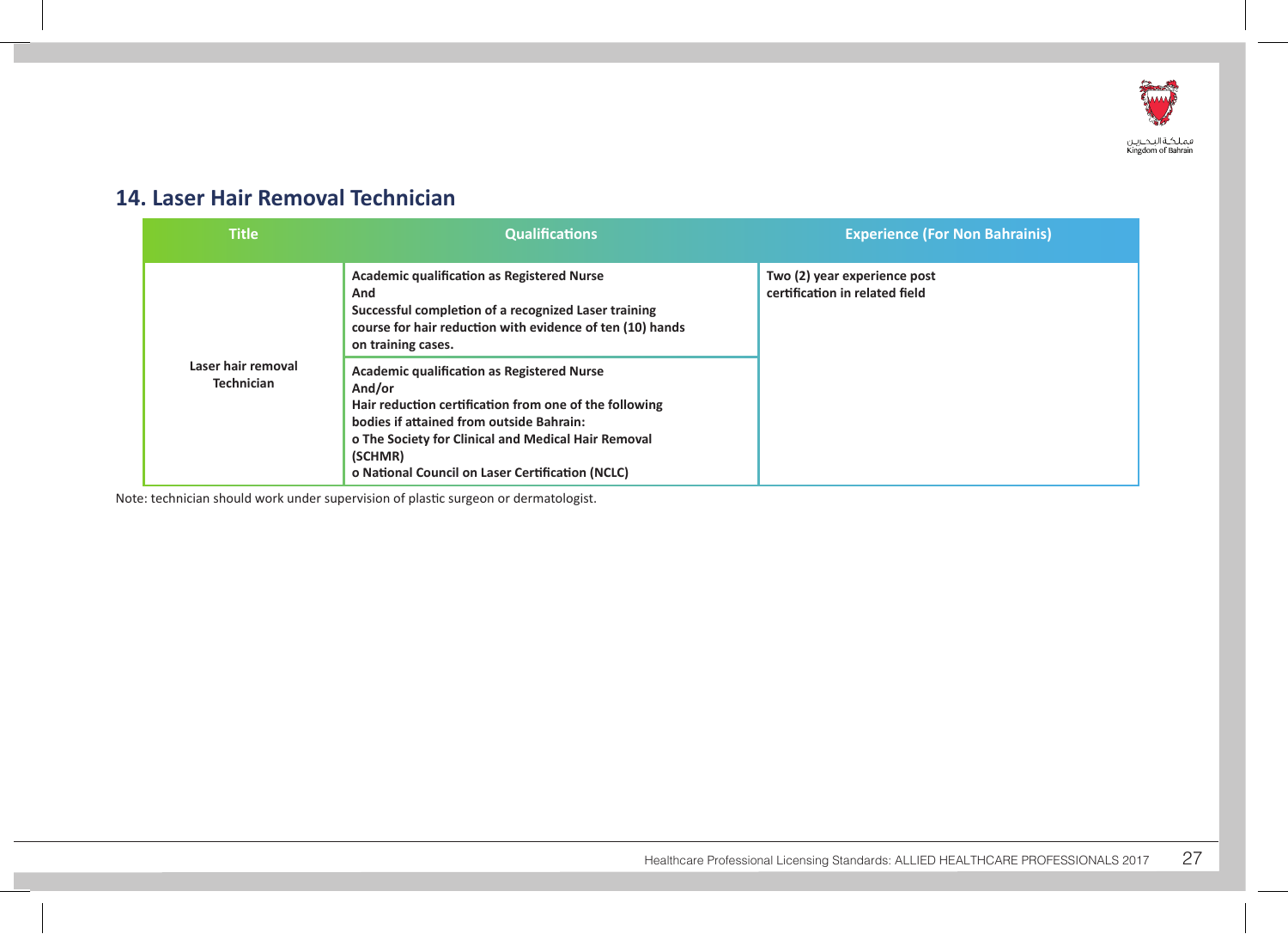## 14. Laser Hair Removal Technician

| Title | Qualifications | Experience (For Non Bahrainis) |
|---|---|---|
| Laser hair removal Technician | **Academic qualification as Registered Nurse**<br>**And**<br>**Successful completion of a recognized Laser training course for hair reduction with evidence of ten (10) hands on training cases.** | **Two (2) year experience post certification in related field** |
| | **Academic qualification as Registered Nurse**<br>**And/or**<br>**Hair reduction certification from one of the following bodies if attained from outside Bahrain:**<br>**o The Society for Clinical and Medical Hair Removal (SCHMR)**<br>**o National Council on Laser Certification (NCLC)** | |

Note: technician should work under supervision of plastic surgeon or dermatologist.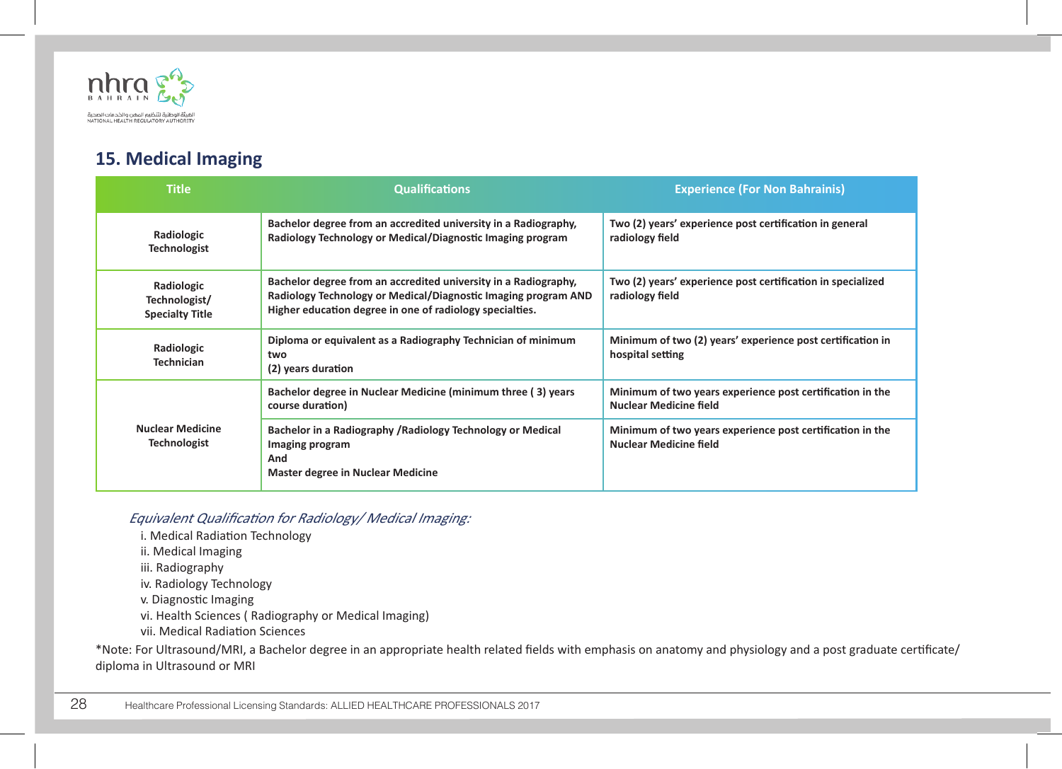## 15. Medical Imaging

| Title | Qualifications | Experience (For Non Bahrainis) |
|---|---|---|
| **Radiologic Technologist** | **Bachelor degree from an accredited university in a Radiography, Radiology Technology or Medical/Diagnostic Imaging program** | **Two (2) years' experience post certification in general radiology field** |
| **Radiologic Technologist/ Specialty Title** | **Bachelor degree from an accredited university in a Radiography, Radiology Technology or Medical/Diagnostic Imaging program AND Higher education degree in one of radiology specialties.** | **Two (2) years' experience post certification in specialized radiology field** |
| **Radiologic Technician** | **Diploma or equivalent as a Radiography Technician of minimum two (2) years duration** | **Minimum of two (2) years' experience post certification in hospital setting** |
| **Nuclear Medicine Technologist** | **Bachelor degree in Nuclear Medicine (minimum three ( 3) years course duration)** | **Minimum of two years experience post certification in the Nuclear Medicine field** |
| | **Bachelor in a Radiography /Radiology Technology or Medical Imaging program And Master degree in Nuclear Medicine** | **Minimum of two years experience post certification in the Nuclear Medicine field** |

*Equivalent Qualification for Radiology/ Medical Imaging:*

i. Medical Radiation Technology
ii. Medical Imaging
iii. Radiography
iv. Radiology Technology
v. Diagnostic Imaging
vi. Health Sciences ( Radiography or Medical Imaging)
vii. Medical Radiation Sciences

*Note: For Ultrasound/MRI, a Bachelor degree in an appropriate health related fields with emphasis on anatomy and physiology and a post graduate certificate/ diploma in Ultrasound or MRI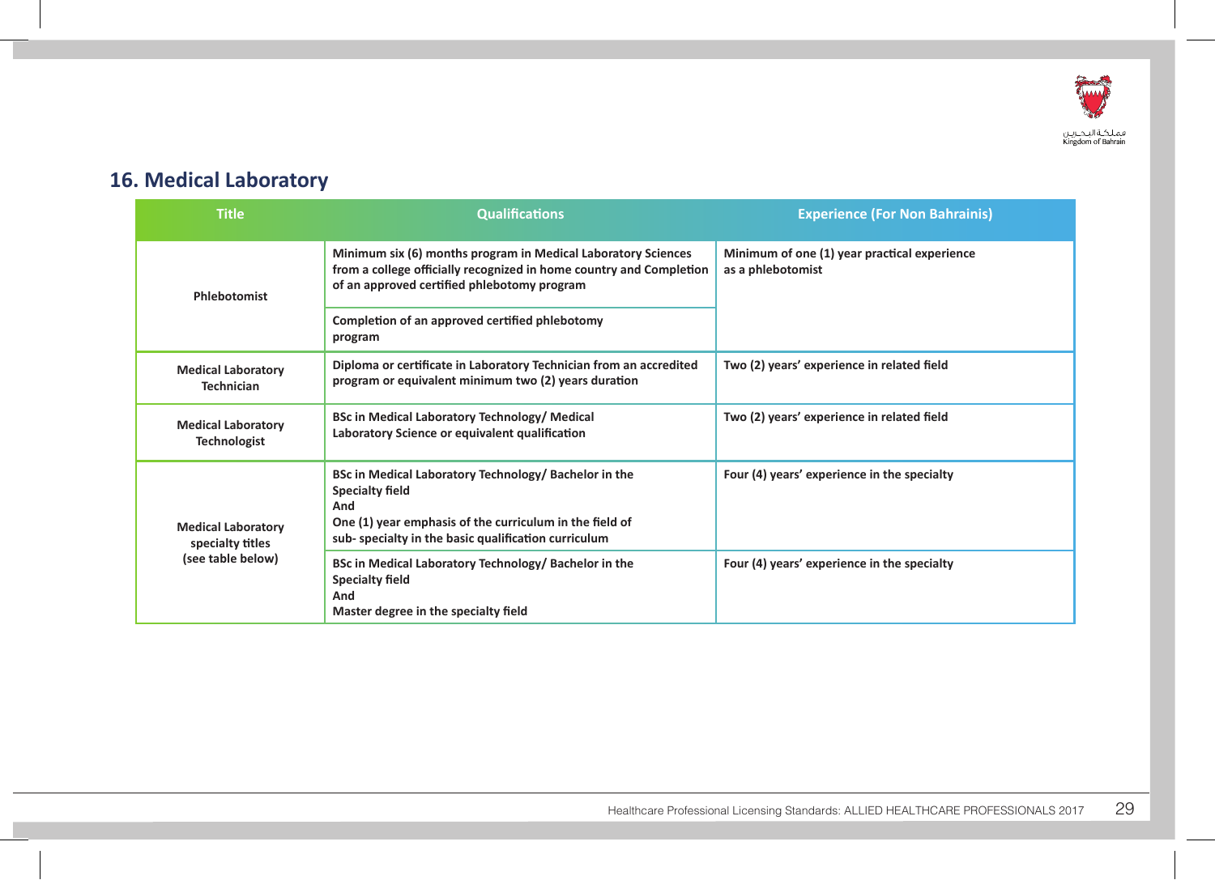## 16. Medical Laboratory

| Title | Qualifications | Experience (For Non Bahrainis) |
|---|---|---|
| Phlebotomist | Minimum six (6) months program in Medical Laboratory Sciences from a college officially recognized in home country and Completion of an approved certified phlebotomy program | Minimum of one (1) year practical experience as a phlebotomist |
| | Completion of an approved certified phlebotomy program | |
| Medical Laboratory Technician | Diploma or certificate in Laboratory Technician from an accredited program or equivalent minimum two (2) years duration | Two (2) years' experience in related field |
| Medical Laboratory Technologist | BSc in Medical Laboratory Technology/ Medical Laboratory Science or equivalent qualification | Two (2) years' experience in related field |
| Medical Laboratory specialty titles (see table below) | BSc in Medical Laboratory Technology/ Bachelor in the Specialty field<br>And<br>One (1) year emphasis of the curriculum in the field of sub- specialty in the basic qualification curriculum | Four (4) years' experience in the specialty |
| | BSc in Medical Laboratory Technology/ Bachelor in the Specialty field<br>And<br>Master degree in the specialty field | Four (4) years' experience in the specialty |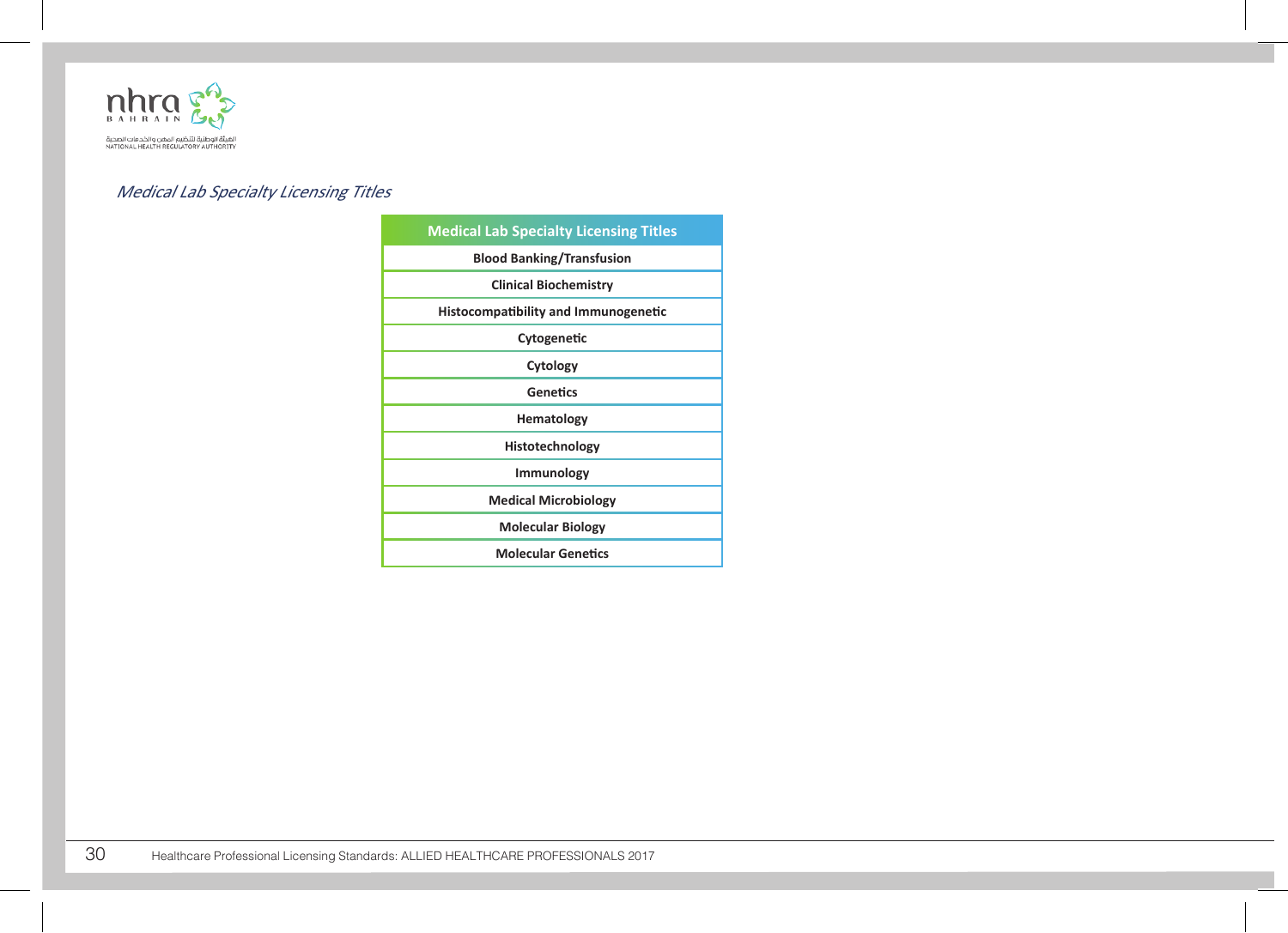*Medical Lab Specialty Licensing Titles*

| Medical Lab Specialty Licensing Titles |
|---|
| **Blood Banking/Transfusion** |
| **Clinical Biochemistry** |
| **Histocompatibility and Immunogenetic** |
| **Cytogenetic** |
| **Cytology** |
| **Genetics** |
| **Hematology** |
| **Histotechnology** |
| **Immunology** |
| **Medical Microbiology** |
| **Molecular Biology** |
| **Molecular Genetics** |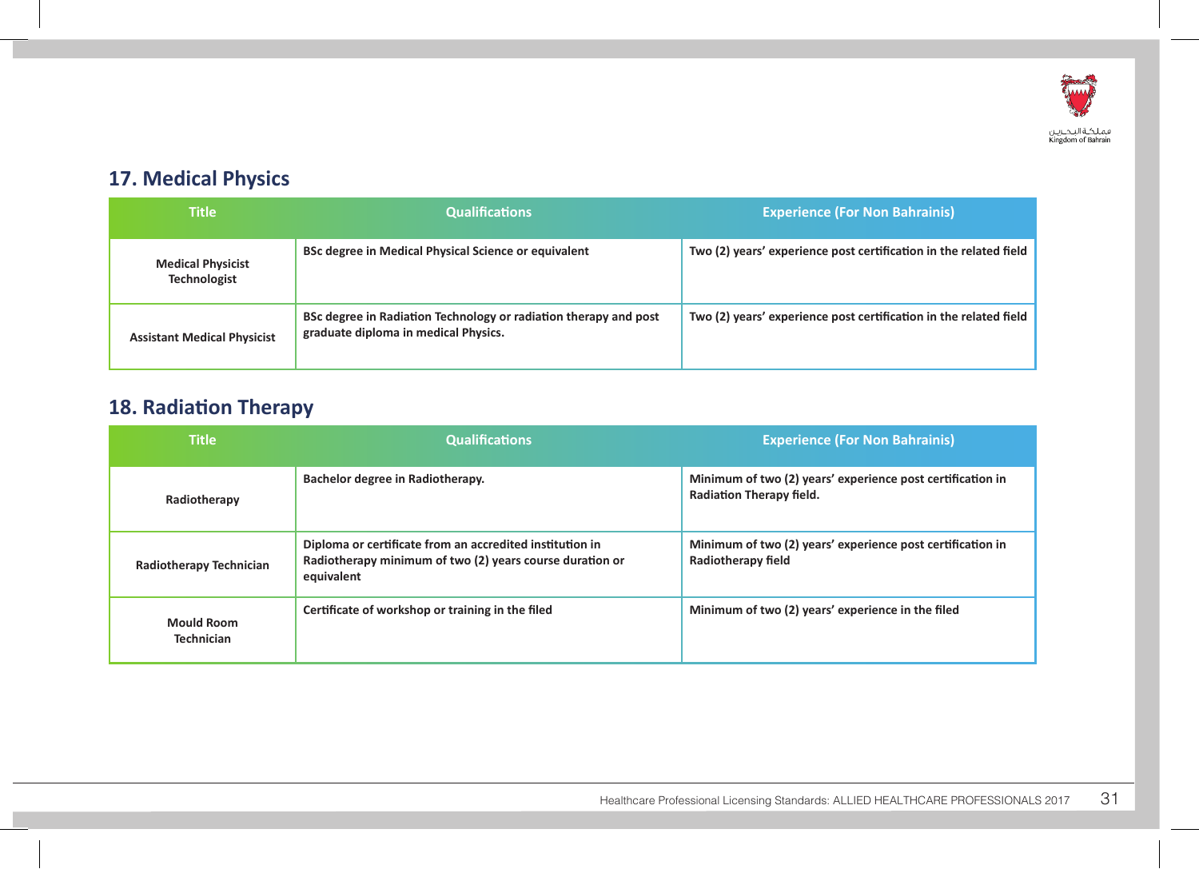## 17. Medical Physics

| Title | Qualifications | Experience (For Non Bahrainis) |
|---|---|---|
| Medical Physicist Technologist | BSc degree in Medical Physical Science or equivalent | Two (2) years' experience post certification in the related field |
| Assistant Medical Physicist | BSc degree in Radiation Technology or radiation therapy and post graduate diploma in medical Physics. | Two (2) years' experience post certification in the related field |

## 18. Radiation Therapy

| Title | Qualifications | Experience (For Non Bahrainis) |
|---|---|---|
| Radiotherapy | Bachelor degree in Radiotherapy. | Minimum of two (2) years' experience post certification in Radiation Therapy field. |
| Radiotherapy Technician | Diploma or certificate from an accredited institution in Radiotherapy minimum of two (2) years course duration or equivalent | Minimum of two (2) years' experience post certification in Radiotherapy field |
| Mould Room Technician | Certificate of workshop or training in the filed | Minimum of two (2) years' experience in the filed |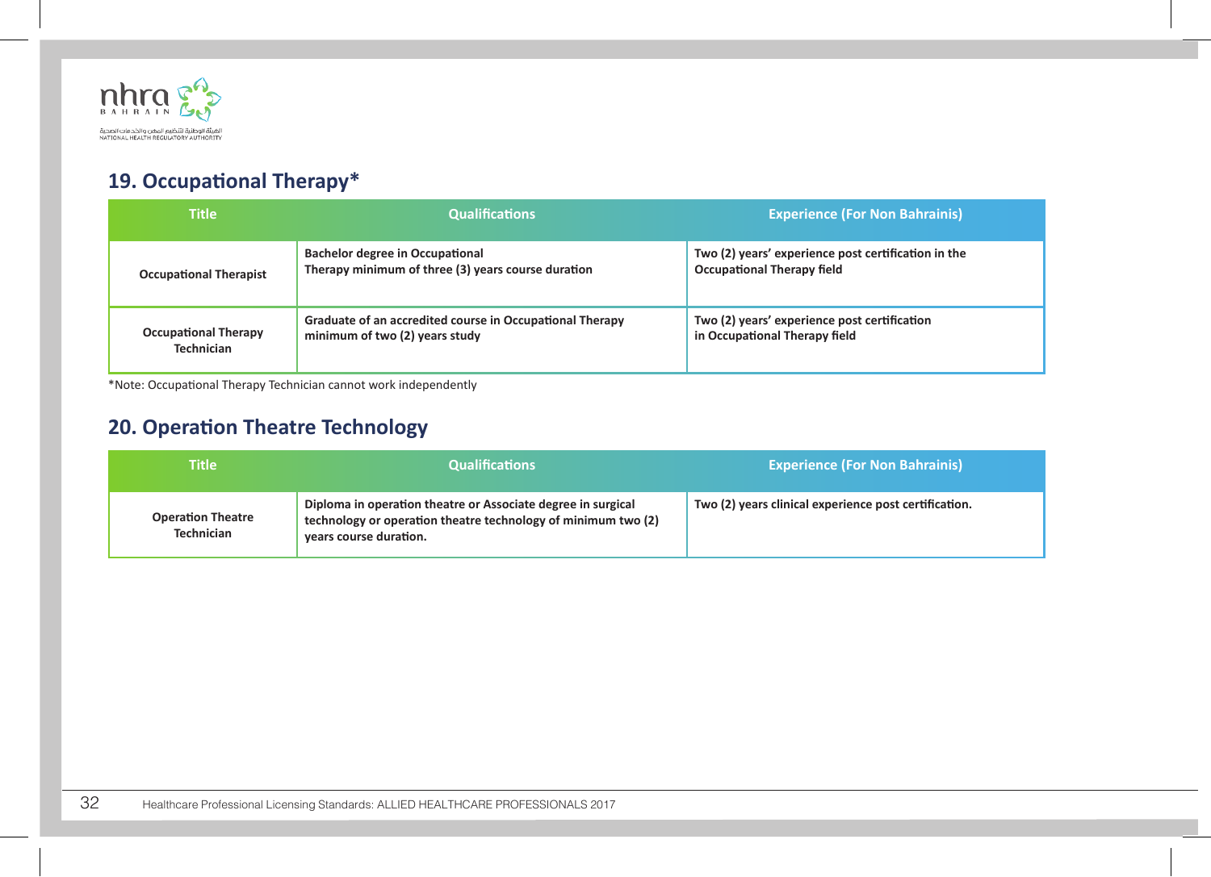## 19. Occupational Therapy*

| Title | Qualifications | Experience (For Non Bahrainis) |
|---|---|---|
| Occupational Therapist | Bachelor degree in Occupational Therapy minimum of three (3) years course duration | Two (2) years' experience post certification in the Occupational Therapy field |
| Occupational Therapy Technician | Graduate of an accredited course in Occupational Therapy minimum of two (2) years study | Two (2) years' experience post certification in Occupational Therapy field |

*Note: Occupational Therapy Technician cannot work independently

## 20. Operation Theatre Technology

| Title | Qualifications | Experience (For Non Bahrainis) |
|---|---|---|
| Operation Theatre Technician | Diploma in operation theatre or Associate degree in surgical technology or operation theatre technology of minimum two (2) years course duration. | Two (2) years clinical experience post certification. |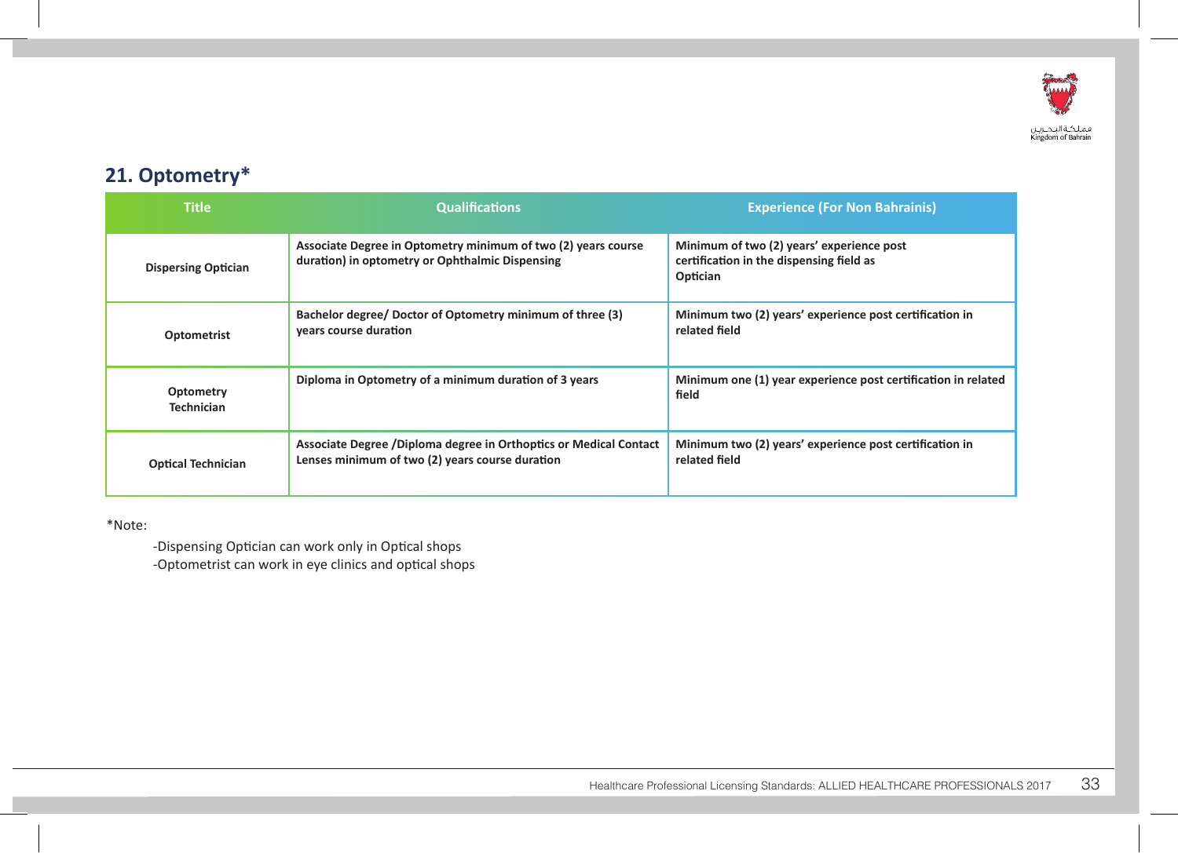## 21. Optometry*

| Title | Qualifications | Experience (For Non Bahrainis) |
|---|---|---|
| Dispersing Optician | Associate Degree in Optometry minimum of two (2) years course duration) in optometry or Ophthalmic Dispensing | Minimum of two (2) years' experience post certification in the dispensing field as Optician |
| Optometrist | Bachelor degree/ Doctor of Optometry minimum of three (3) years course duration | Minimum two (2) years' experience post certification in related field |
| Optometry Technician | Diploma in Optometry of a minimum duration of 3 years | Minimum one (1) year experience post certification in related field |
| Optical Technician | Associate Degree /Diploma degree in Orthoptics or Medical Contact Lenses minimum of two (2) years course duration | Minimum two (2) years' experience post certification in related field |

*Note:

-Dispensing Optician can work only in Optical shops

-Optometrist can work in eye clinics and optical shops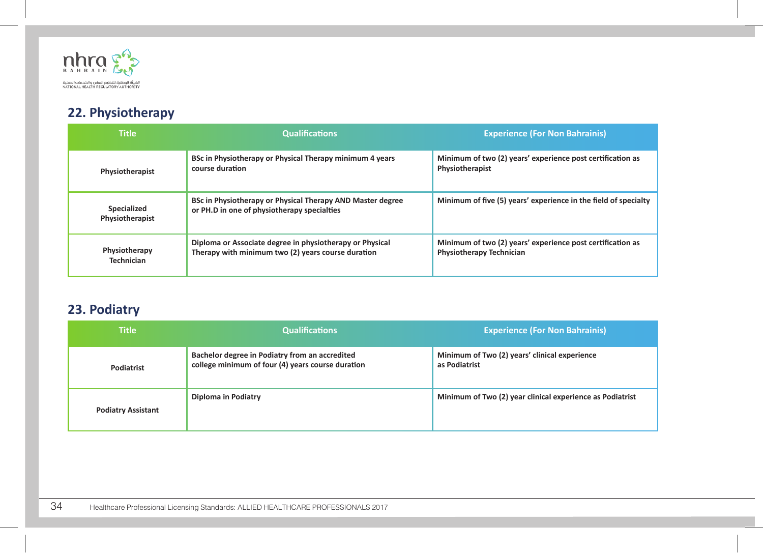## 22. Physiotherapy

| Title | Qualifications | Experience (For Non Bahrainis) |
| --- | --- | --- |
| Physiotherapist | BSc in Physiotherapy or Physical Therapy minimum 4 years course duration | Minimum of two (2) years' experience post certification as Physiotherapist |
| Specialized Physiotherapist | BSc in Physiotherapy or Physical Therapy AND Master degree or PH.D in one of physiotherapy specialties | Minimum of five (5) years' experience in the field of specialty |
| Physiotherapy Technician | Diploma or Associate degree in physiotherapy or Physical Therapy with minimum two (2) years course duration | Minimum of two (2) years' experience post certification as Physiotherapy Technician |

## 23. Podiatry

| Title | Qualifications | Experience (For Non Bahrainis) |
| --- | --- | --- |
| Podiatrist | Bachelor degree in Podiatry from an accredited college minimum of four (4) years course duration | Minimum of Two (2) years' clinical experience as Podiatrist |
| Podiatry Assistant | Diploma in Podiatry | Minimum of Two (2) year clinical experience as Podiatrist |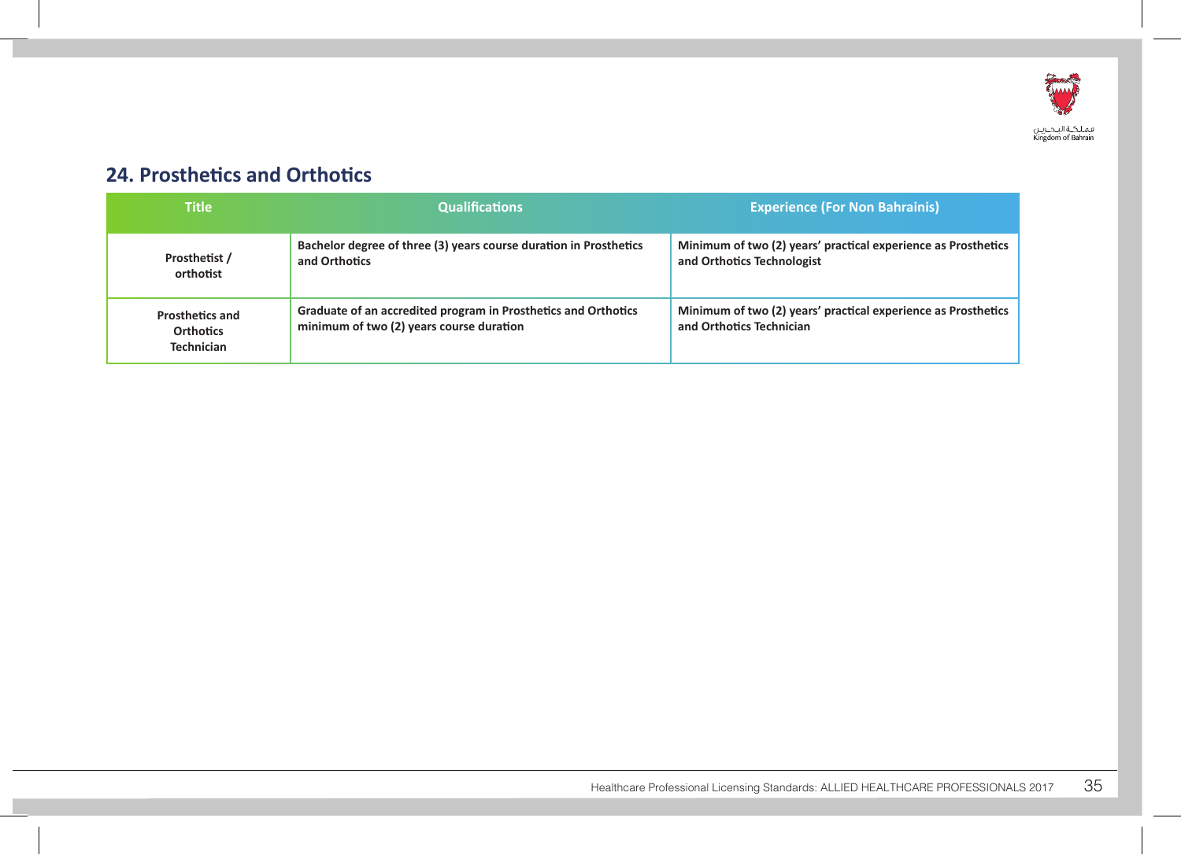## 24. Prosthetics and Orthotics

| Title | Qualifications | Experience (For Non Bahrainis) |
|---|---|---|
| Prosthetist / orthotist | Bachelor degree of three (3) years course duration in Prosthetics and Orthotics | Minimum of two (2) years' practical experience as Prosthetics and Orthotics Technologist |
| Prosthetics and Orthotics Technician | Graduate of an accredited program in Prosthetics and Orthotics minimum of two (2) years course duration | Minimum of two (2) years' practical experience as Prosthetics and Orthotics Technician |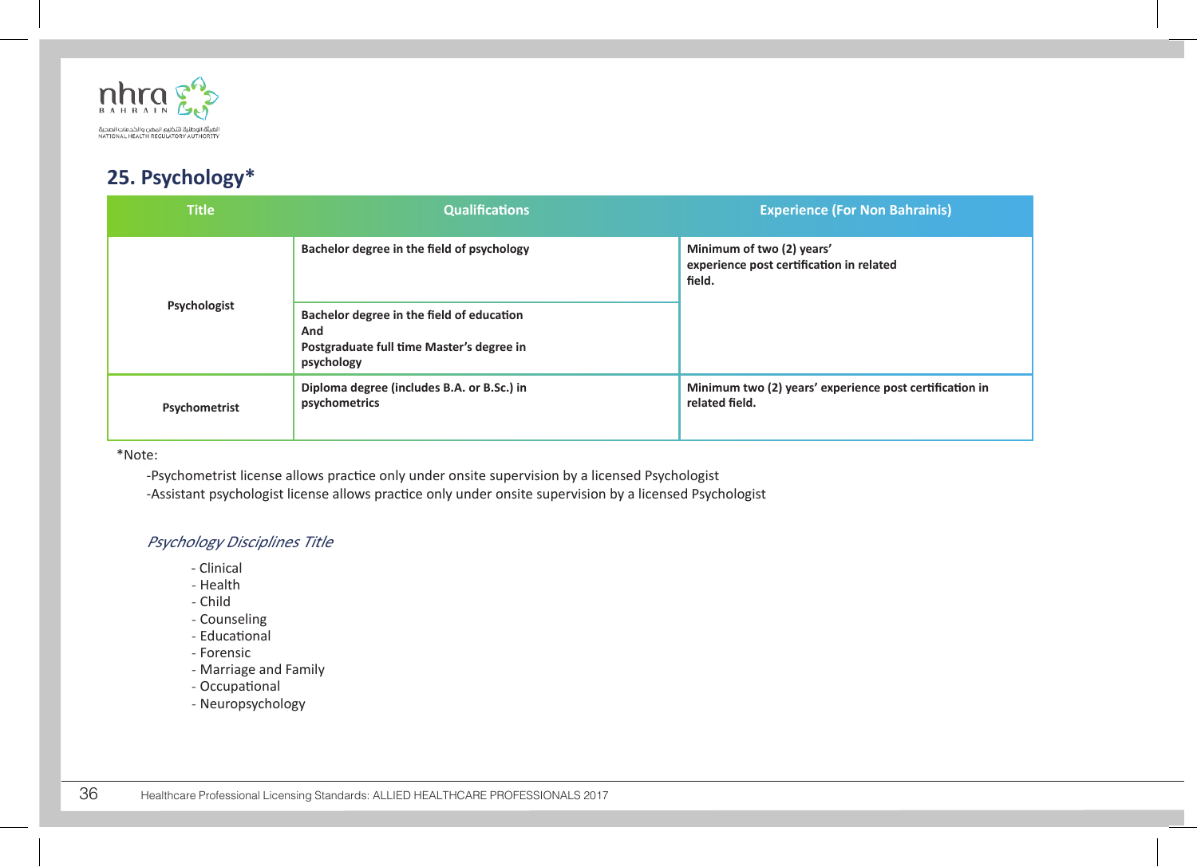## 25. Psychology*

| Title | Qualifications | Experience (For Non Bahrainis) |
|---|---|---|
| Psychologist | Bachelor degree in the field of psychology | Minimum of two (2) years' experience post certification in related field. |
| | Bachelor degree in the field of education And Postgraduate full time Master's degree in psychology | |
| Psychometrist | Diploma degree (includes B.A. or B.Sc.) in psychometrics | Minimum two (2) years' experience post certification in related field. |

*Note:

-Psychometrist license allows practice only under onsite supervision by a licensed Psychologist
-Assistant psychologist license allows practice only under onsite supervision by a licensed Psychologist

*Psychology Disciplines Title*

- Clinical
- Health
- Child
- Counseling
- Educational
- Forensic
- Marriage and Family
- Occupational
- Neuropsychology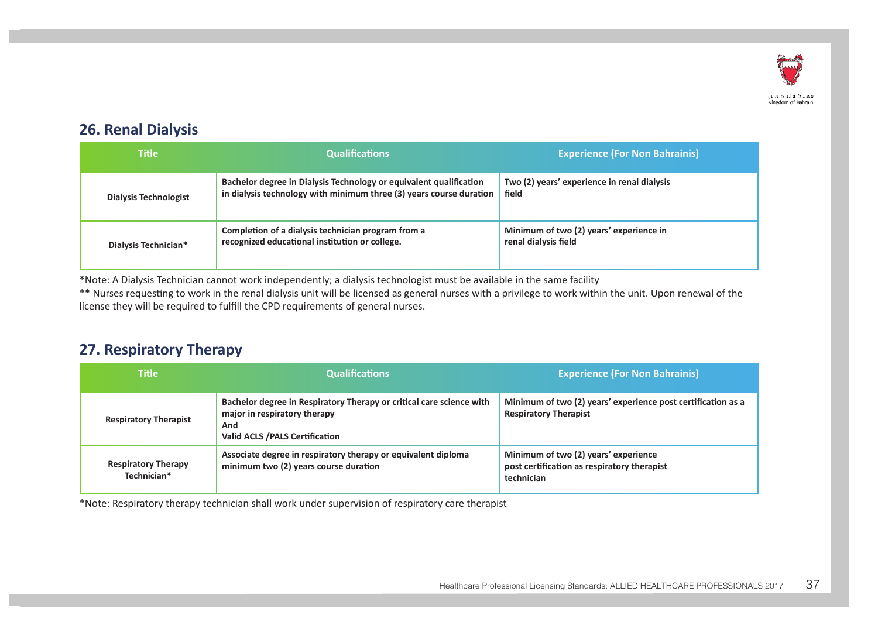## 26. Renal Dialysis

| Title | Qualifications | Experience (For Non Bahrainis) |
|---|---|---|
| Dialysis Technologist | Bachelor degree in Dialysis Technology or equivalent qualification in dialysis technology with minimum three (3) years course duration | Two (2) years' experience in renal dialysis field |
| Dialysis Technician* | Completion of a dialysis technician program from a recognized educational institution or college. | Minimum of two (2) years' experience in renal dialysis field |

*Note: A Dialysis Technician cannot work independently; a dialysis technologist must be available in the same facility

** Nurses requesting to work in the renal dialysis unit will be licensed as general nurses with a privilege to work within the unit. Upon renewal of the license they will be required to fulfill the CPD requirements of general nurses.

## 27. Respiratory Therapy

| Title | Qualifications | Experience (For Non Bahrainis) |
|---|---|---|
| Respiratory Therapist | Bachelor degree in Respiratory Therapy or critical care science with major in respiratory therapy<br>And<br>Valid ACLS /PALS Certification | Minimum of two (2) years' experience post certification as a Respiratory Therapist |
| Respiratory Therapy Technician* | Associate degree in respiratory therapy or equivalent diploma minimum two (2) years course duration | Minimum of two (2) years' experience post certification as respiratory therapist technician |

*Note: Respiratory therapy technician shall work under supervision of respiratory care therapist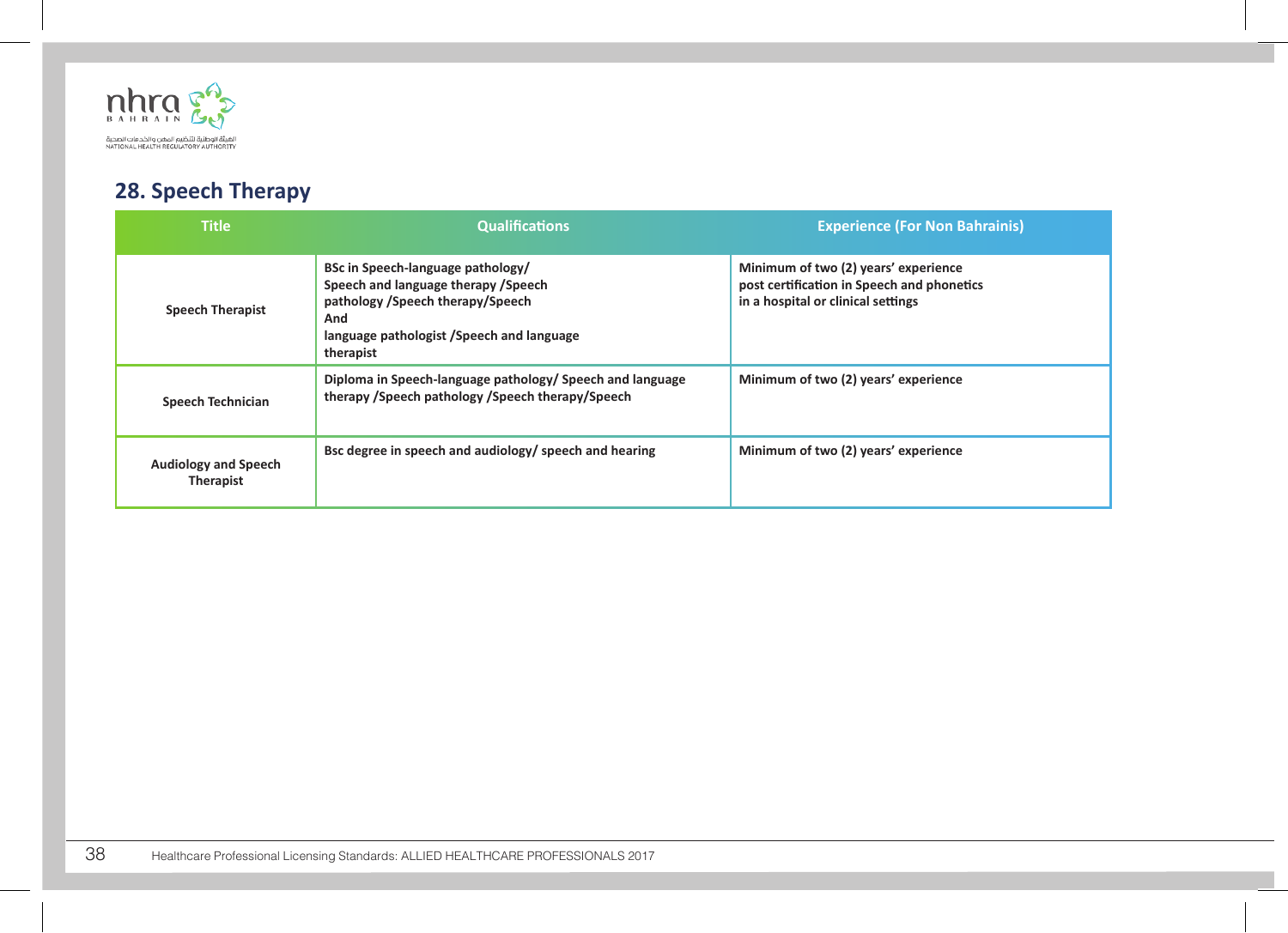## 28. Speech Therapy

| Title | Qualifications | Experience (For Non Bahrainis) |
|---|---|---|
| Speech Therapist | BSc in Speech-language pathology/ Speech and language therapy /Speech pathology /Speech therapy/Speech And language pathologist /Speech and language therapist | Minimum of two (2) years' experience post certification in Speech and phonetics in a hospital or clinical settings |
| Speech Technician | Diploma in Speech-language pathology/ Speech and language therapy /Speech pathology /Speech therapy/Speech | Minimum of two (2) years' experience |
| Audiology and Speech Therapist | Bsc degree in speech and audiology/ speech and hearing | Minimum of two (2) years' experience |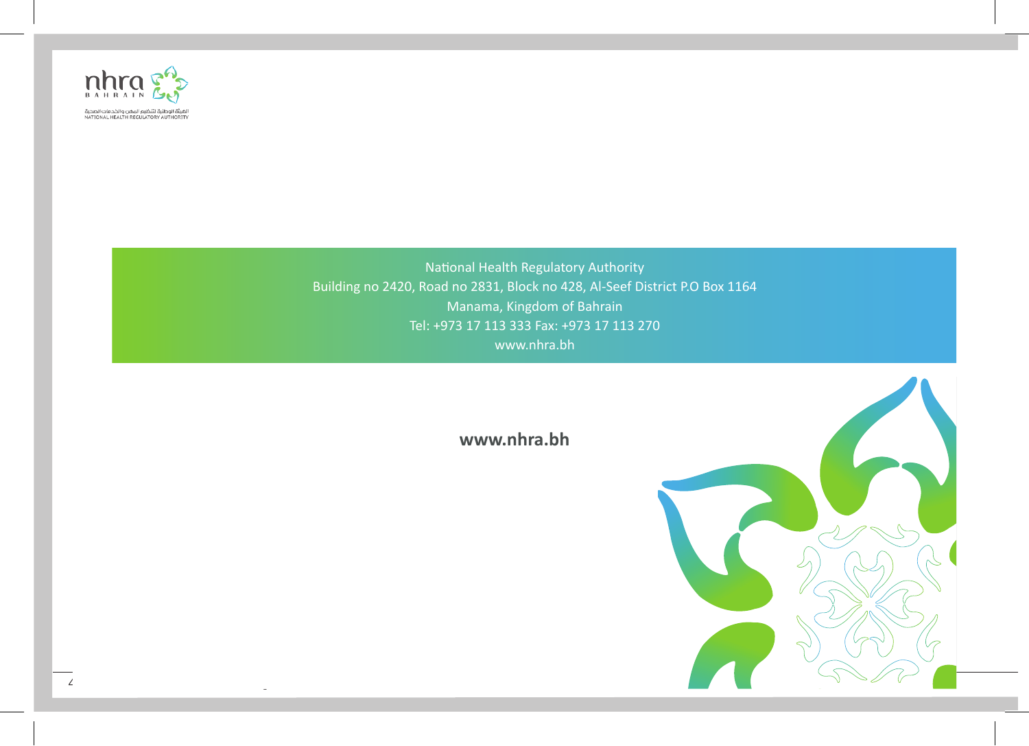nhra BAHRAIN

الهيئة الوطنية لتنظيم المهن والخدمات الصحية
NATIONAL HEALTH REGULATORY AUTHORITY

National Health Regulatory Authority
Building no 2420, Road no 2831, Block no 428, Al-Seef District P.O Box 1164
Manama, Kingdom of Bahrain
Tel: +973 17 113 333 Fax: +973 17 113 270
www.nhra.bh

**www.nhra.bh**